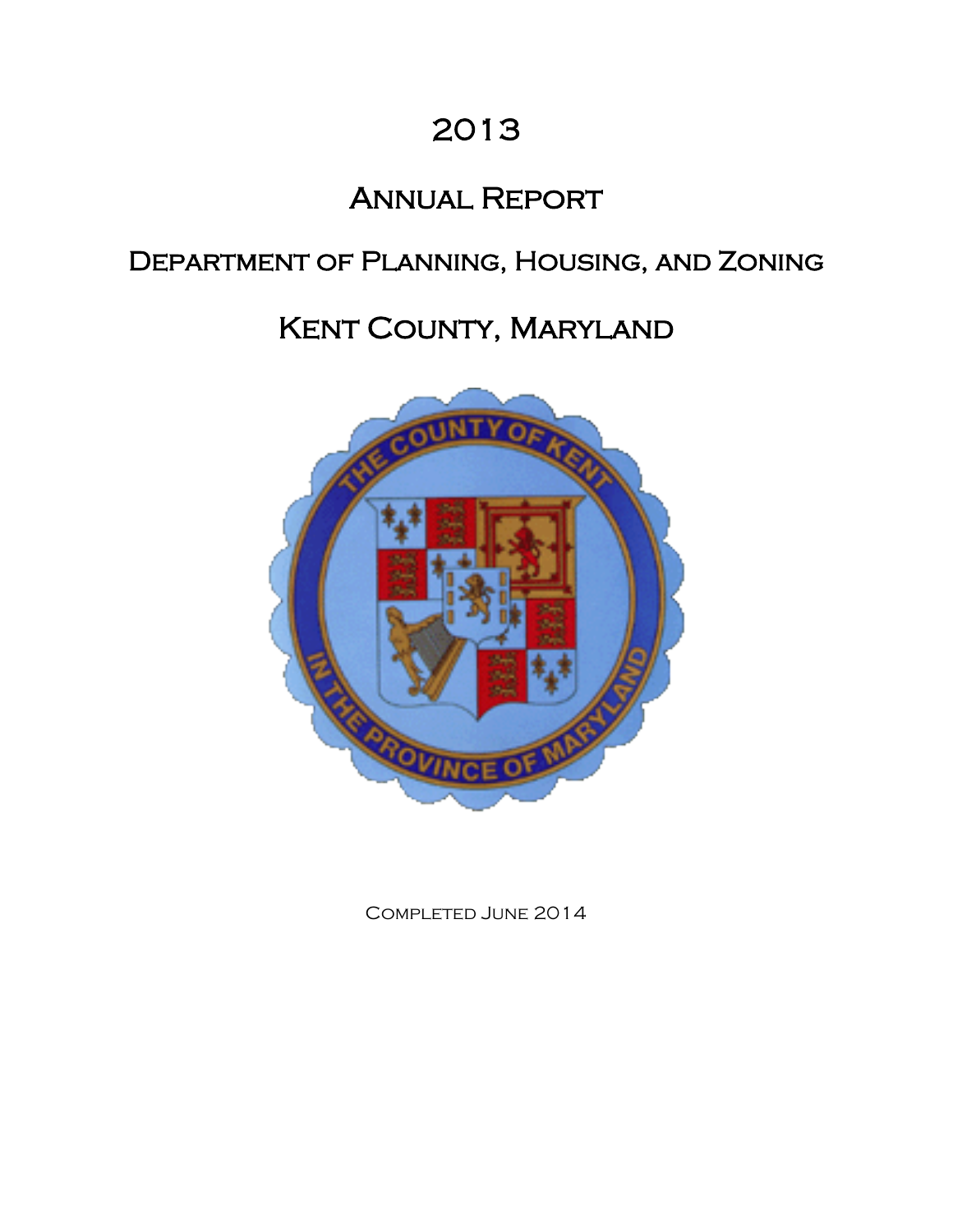# 2013

# Annual Report

## Department of Planning, Housing, and Zoning

## Kent County, Maryland

Completed June 2014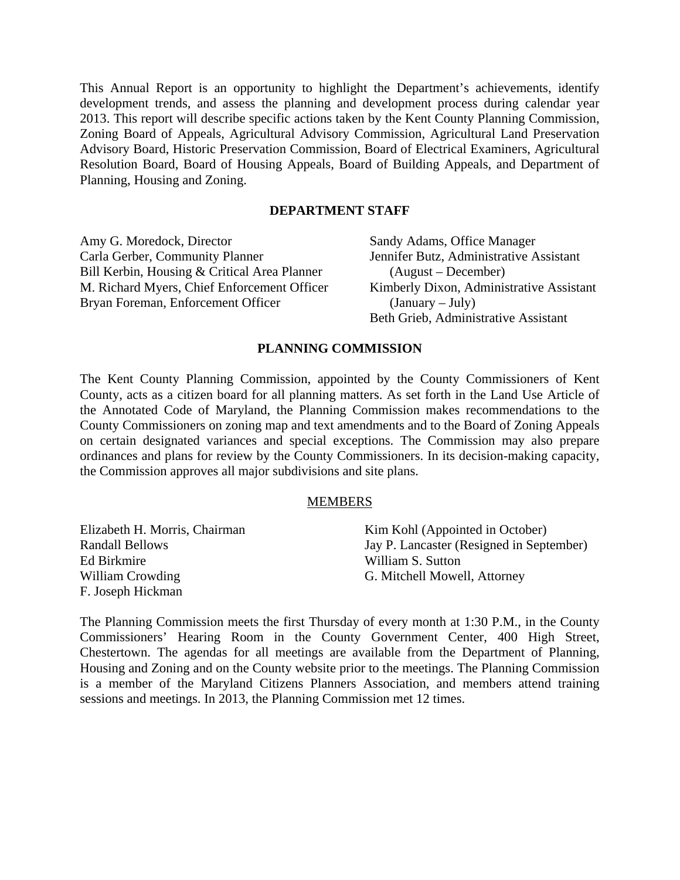This Annual Report is an opportunity to highlight the Department's achievements, identify development trends, and assess the planning and development process during calendar year 2013. This report will describe specific actions taken by the Kent County Planning Commission, Zoning Board of Appeals, Agricultural Advisory Commission, Agricultural Land Preservation Advisory Board, Historic Preservation Commission, Board of Electrical Examiners, Agricultural Resolution Board, Board of Housing Appeals, Board of Building Appeals, and Department of Planning, Housing and Zoning.

## DEPARTMENT STAFF

Amy G. Moredock, Director
Carla Gerber, Community Planner
Bill Kerbin, Housing & Critical Area Planner
M. Richard Myers, Chief Enforcement Officer
Bryan Foreman, Enforcement Officer

Sandy Adams, Office Manager
Jennifer Butz, Administrative Assistant (August – December)
Kimberly Dixon, Administrative Assistant (January – July)
Beth Grieb, Administrative Assistant

## PLANNING COMMISSION

The Kent County Planning Commission, appointed by the County Commissioners of Kent County, acts as a citizen board for all planning matters. As set forth in the Land Use Article of the Annotated Code of Maryland, the Planning Commission makes recommendations to the County Commissioners on zoning map and text amendments and to the Board of Zoning Appeals on certain designated variances and special exceptions. The Commission may also prepare ordinances and plans for review by the County Commissioners. In its decision-making capacity, the Commission approves all major subdivisions and site plans.

### MEMBERS

Elizabeth H. Morris, Chairman
Randall Bellows
Ed Birkmire
William Crowding
F. Joseph Hickman

Kim Kohl (Appointed in October)
Jay P. Lancaster (Resigned in September)
William S. Sutton
G. Mitchell Mowell, Attorney

The Planning Commission meets the first Thursday of every month at 1:30 P.M., in the County Commissioners' Hearing Room in the County Government Center, 400 High Street, Chestertown. The agendas for all meetings are available from the Department of Planning, Housing and Zoning and on the County website prior to the meetings. The Planning Commission is a member of the Maryland Citizens Planners Association, and members attend training sessions and meetings. In 2013, the Planning Commission met 12 times.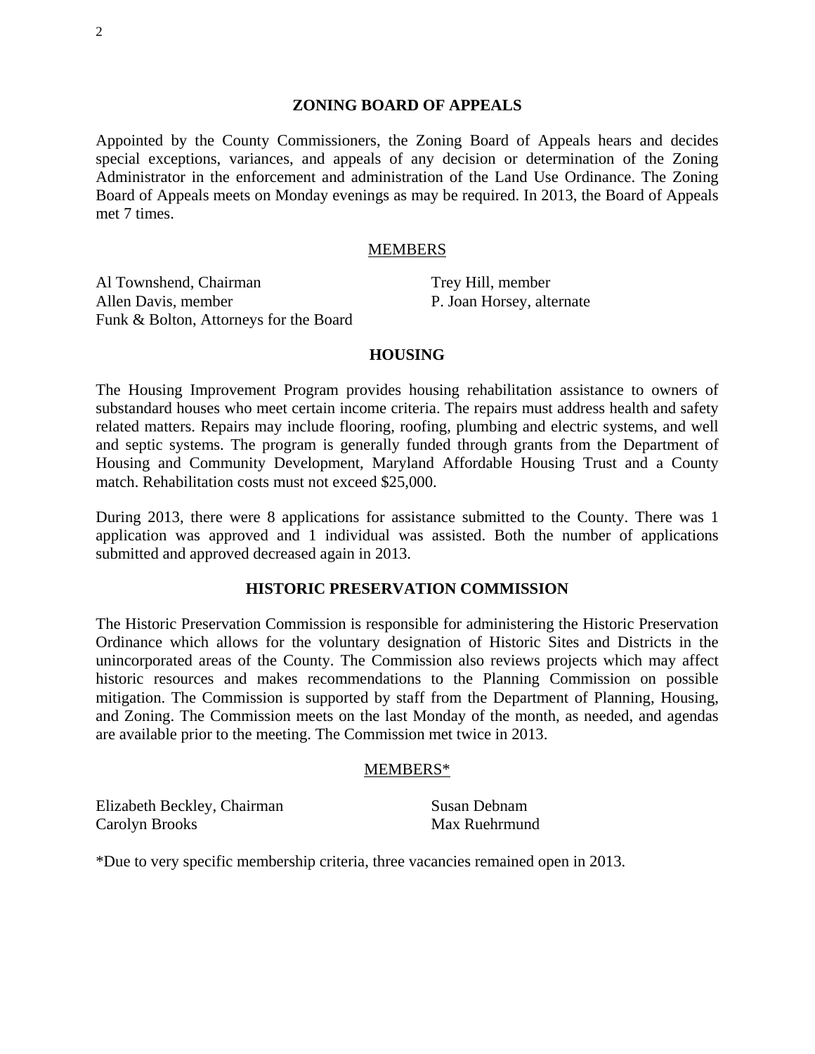## ZONING BOARD OF APPEALS

Appointed by the County Commissioners, the Zoning Board of Appeals hears and decides special exceptions, variances, and appeals of any decision or determination of the Zoning Administrator in the enforcement and administration of the Land Use Ordinance. The Zoning Board of Appeals meets on Monday evenings as may be required. In 2013, the Board of Appeals met 7 times.

### MEMBERS

Al Townshend, Chairman
Allen Davis, member
Funk & Bolton, Attorneys for the Board
Trey Hill, member
P. Joan Horsey, alternate

## HOUSING

The Housing Improvement Program provides housing rehabilitation assistance to owners of substandard houses who meet certain income criteria. The repairs must address health and safety related matters. Repairs may include flooring, roofing, plumbing and electric systems, and well and septic systems. The program is generally funded through grants from the Department of Housing and Community Development, Maryland Affordable Housing Trust and a County match. Rehabilitation costs must not exceed $25,000.

During 2013, there were 8 applications for assistance submitted to the County. There was 1 application was approved and 1 individual was assisted. Both the number of applications submitted and approved decreased again in 2013.

## HISTORIC PRESERVATION COMMISSION

The Historic Preservation Commission is responsible for administering the Historic Preservation Ordinance which allows for the voluntary designation of Historic Sites and Districts in the unincorporated areas of the County. The Commission also reviews projects which may affect historic resources and makes recommendations to the Planning Commission on possible mitigation. The Commission is supported by staff from the Department of Planning, Housing, and Zoning. The Commission meets on the last Monday of the month, as needed, and agendas are available prior to the meeting. The Commission met twice in 2013.

### MEMBERS*

Elizabeth Beckley, Chairman
Carolyn Brooks
Susan Debnam
Max Ruehrmund

*Due to very specific membership criteria, three vacancies remained open in 2013.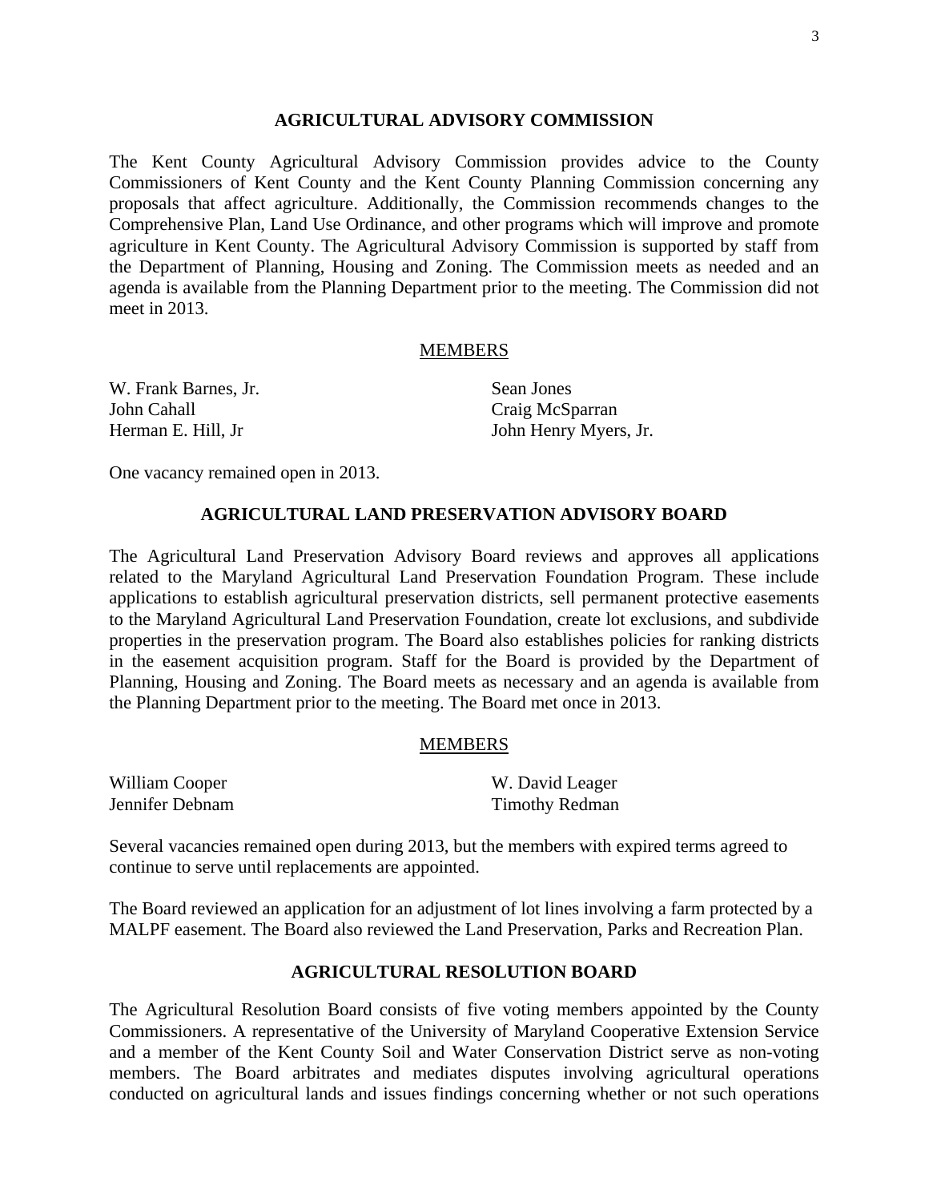## AGRICULTURAL ADVISORY COMMISSION

The Kent County Agricultural Advisory Commission provides advice to the County Commissioners of Kent County and the Kent County Planning Commission concerning any proposals that affect agriculture. Additionally, the Commission recommends changes to the Comprehensive Plan, Land Use Ordinance, and other programs which will improve and promote agriculture in Kent County. The Agricultural Advisory Commission is supported by staff from the Department of Planning, Housing and Zoning. The Commission meets as needed and an agenda is available from the Planning Department prior to the meeting. The Commission did not meet in 2013.

### MEMBERS

W. Frank Barnes, Jr.
John Cahall
Herman E. Hill, Jr
Sean Jones
Craig McSparran
John Henry Myers, Jr.

One vacancy remained open in 2013.

## AGRICULTURAL LAND PRESERVATION ADVISORY BOARD

The Agricultural Land Preservation Advisory Board reviews and approves all applications related to the Maryland Agricultural Land Preservation Foundation Program. These include applications to establish agricultural preservation districts, sell permanent protective easements to the Maryland Agricultural Land Preservation Foundation, create lot exclusions, and subdivide properties in the preservation program. The Board also establishes policies for ranking districts in the easement acquisition program. Staff for the Board is provided by the Department of Planning, Housing and Zoning. The Board meets as necessary and an agenda is available from the Planning Department prior to the meeting. The Board met once in 2013.

### MEMBERS

William Cooper
Jennifer Debnam
W. David Leager
Timothy Redman

Several vacancies remained open during 2013, but the members with expired terms agreed to continue to serve until replacements are appointed.

The Board reviewed an application for an adjustment of lot lines involving a farm protected by a MALPF easement. The Board also reviewed the Land Preservation, Parks and Recreation Plan.

## AGRICULTURAL RESOLUTION BOARD

The Agricultural Resolution Board consists of five voting members appointed by the County Commissioners. A representative of the University of Maryland Cooperative Extension Service and a member of the Kent County Soil and Water Conservation District serve as non-voting members. The Board arbitrates and mediates disputes involving agricultural operations conducted on agricultural lands and issues findings concerning whether or not such operations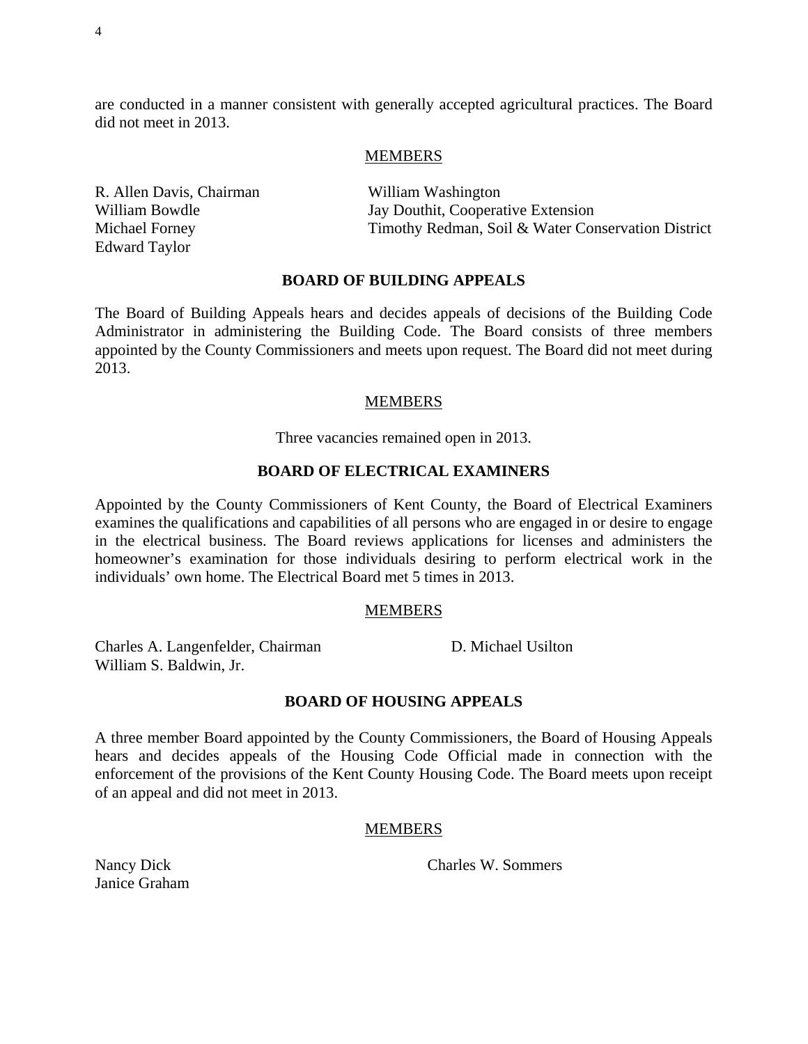are conducted in a manner consistent with generally accepted agricultural practices. The Board did not meet in 2013.

MEMBERS

R. Allen Davis, Chairman
William Bowdle
Michael Forney
Edward Taylor
William Washington
Jay Douthit, Cooperative Extension
Timothy Redman, Soil & Water Conservation District

## BOARD OF BUILDING APPEALS

The Board of Building Appeals hears and decides appeals of decisions of the Building Code Administrator in administering the Building Code. The Board consists of three members appointed by the County Commissioners and meets upon request. The Board did not meet during 2013.

MEMBERS

Three vacancies remained open in 2013.

## BOARD OF ELECTRICAL EXAMINERS

Appointed by the County Commissioners of Kent County, the Board of Electrical Examiners examines the qualifications and capabilities of all persons who are engaged in or desire to engage in the electrical business. The Board reviews applications for licenses and administers the homeowner's examination for those individuals desiring to perform electrical work in the individuals' own home. The Electrical Board met 5 times in 2013.

MEMBERS

Charles A. Langenfelder, Chairman
William S. Baldwin, Jr.
D. Michael Usilton

## BOARD OF HOUSING APPEALS

A three member Board appointed by the County Commissioners, the Board of Housing Appeals hears and decides appeals of the Housing Code Official made in connection with the enforcement of the provisions of the Kent County Housing Code. The Board meets upon receipt of an appeal and did not meet in 2013.

MEMBERS

Nancy Dick
Janice Graham
Charles W. Sommers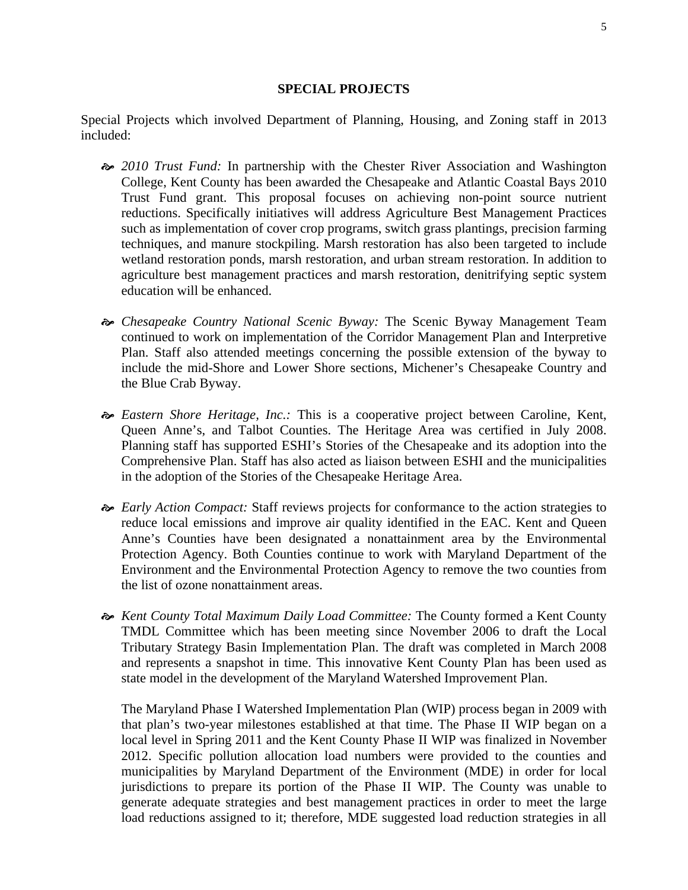## SPECIAL PROJECTS

Special Projects which involved Department of Planning, Housing, and Zoning staff in 2013 included:

- *2010 Trust Fund:* In partnership with the Chester River Association and Washington College, Kent County has been awarded the Chesapeake and Atlantic Coastal Bays 2010 Trust Fund grant. This proposal focuses on achieving non-point source nutrient reductions. Specifically initiatives will address Agriculture Best Management Practices such as implementation of cover crop programs, switch grass plantings, precision farming techniques, and manure stockpiling. Marsh restoration has also been targeted to include wetland restoration ponds, marsh restoration, and urban stream restoration. In addition to agriculture best management practices and marsh restoration, denitrifying septic system education will be enhanced.

- *Chesapeake Country National Scenic Byway:* The Scenic Byway Management Team continued to work on implementation of the Corridor Management Plan and Interpretive Plan. Staff also attended meetings concerning the possible extension of the byway to include the mid-Shore and Lower Shore sections, Michener's Chesapeake Country and the Blue Crab Byway.

- *Eastern Shore Heritage, Inc.:* This is a cooperative project between Caroline, Kent, Queen Anne's, and Talbot Counties. The Heritage Area was certified in July 2008. Planning staff has supported ESHI's Stories of the Chesapeake and its adoption into the Comprehensive Plan. Staff has also acted as liaison between ESHI and the municipalities in the adoption of the Stories of the Chesapeake Heritage Area.

- *Early Action Compact:* Staff reviews projects for conformance to the action strategies to reduce local emissions and improve air quality identified in the EAC. Kent and Queen Anne's Counties have been designated a nonattainment area by the Environmental Protection Agency. Both Counties continue to work with Maryland Department of the Environment and the Environmental Protection Agency to remove the two counties from the list of ozone nonattainment areas.

- *Kent County Total Maximum Daily Load Committee:* The County formed a Kent County TMDL Committee which has been meeting since November 2006 to draft the Local Tributary Strategy Basin Implementation Plan. The draft was completed in March 2008 and represents a snapshot in time. This innovative Kent County Plan has been used as state model in the development of the Maryland Watershed Improvement Plan.

  The Maryland Phase I Watershed Implementation Plan (WIP) process began in 2009 with that plan's two-year milestones established at that time. The Phase II WIP began on a local level in Spring 2011 and the Kent County Phase II WIP was finalized in November 2012. Specific pollution allocation load numbers were provided to the counties and municipalities by Maryland Department of the Environment (MDE) in order for local jurisdictions to prepare its portion of the Phase II WIP. The County was unable to generate adequate strategies and best management practices in order to meet the large load reductions assigned to it; therefore, MDE suggested load reduction strategies in all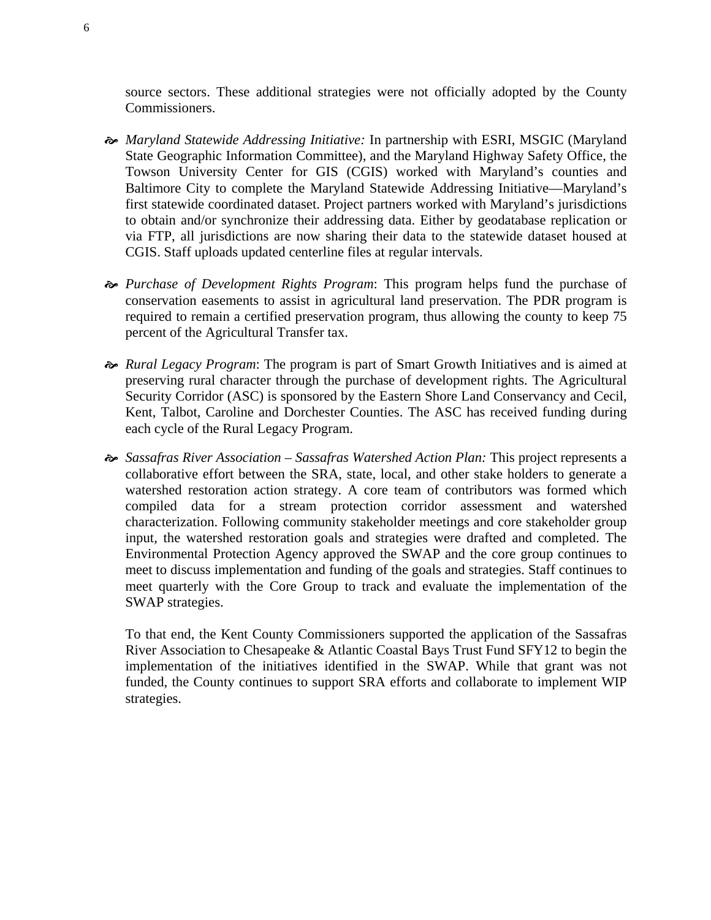source sectors. These additional strategies were not officially adopted by the County Commissioners.

- *Maryland Statewide Addressing Initiative:* In partnership with ESRI, MSGIC (Maryland State Geographic Information Committee), and the Maryland Highway Safety Office, the Towson University Center for GIS (CGIS) worked with Maryland's counties and Baltimore City to complete the Maryland Statewide Addressing Initiative—Maryland's first statewide coordinated dataset. Project partners worked with Maryland's jurisdictions to obtain and/or synchronize their addressing data. Either by geodatabase replication or via FTP, all jurisdictions are now sharing their data to the statewide dataset housed at CGIS. Staff uploads updated centerline files at regular intervals.

- *Purchase of Development Rights Program*: This program helps fund the purchase of conservation easements to assist in agricultural land preservation. The PDR program is required to remain a certified preservation program, thus allowing the county to keep 75 percent of the Agricultural Transfer tax.

- *Rural Legacy Program*: The program is part of Smart Growth Initiatives and is aimed at preserving rural character through the purchase of development rights. The Agricultural Security Corridor (ASC) is sponsored by the Eastern Shore Land Conservancy and Cecil, Kent, Talbot, Caroline and Dorchester Counties. The ASC has received funding during each cycle of the Rural Legacy Program.

- *Sassafras River Association – Sassafras Watershed Action Plan:* This project represents a collaborative effort between the SRA, state, local, and other stake holders to generate a watershed restoration action strategy. A core team of contributors was formed which compiled data for a stream protection corridor assessment and watershed characterization. Following community stakeholder meetings and core stakeholder group input, the watershed restoration goals and strategies were drafted and completed. The Environmental Protection Agency approved the SWAP and the core group continues to meet to discuss implementation and funding of the goals and strategies. Staff continues to meet quarterly with the Core Group to track and evaluate the implementation of the SWAP strategies.

  To that end, the Kent County Commissioners supported the application of the Sassafras River Association to Chesapeake & Atlantic Coastal Bays Trust Fund SFY12 to begin the implementation of the initiatives identified in the SWAP. While that grant was not funded, the County continues to support SRA efforts and collaborate to implement WIP strategies.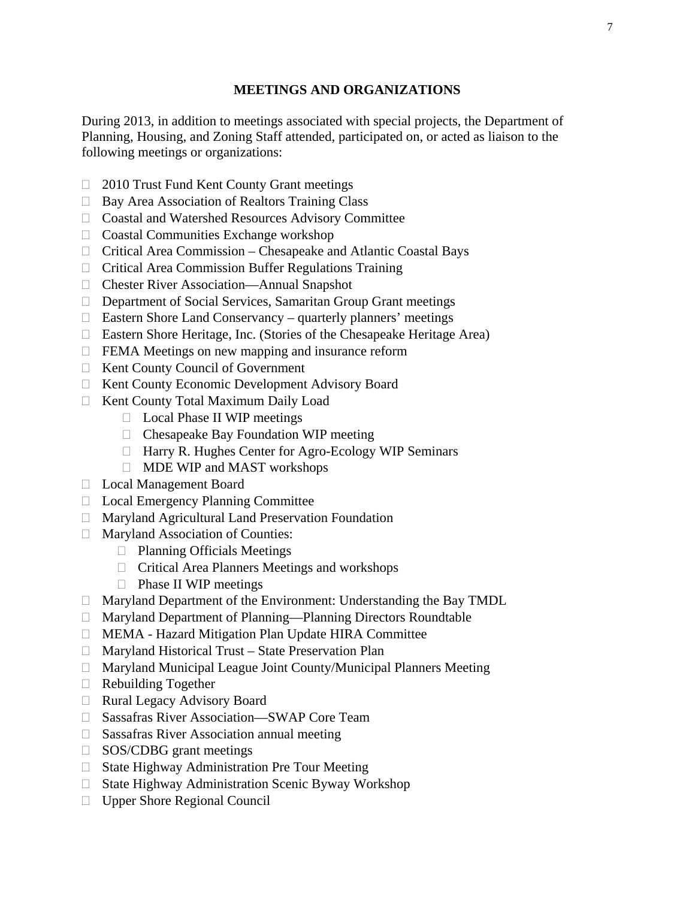## MEETINGS AND ORGANIZATIONS

During 2013, in addition to meetings associated with special projects, the Department of Planning, Housing, and Zoning Staff attended, participated on, or acted as liaison to the following meetings or organizations:

- 2010 Trust Fund Kent County Grant meetings
- Bay Area Association of Realtors Training Class
- Coastal and Watershed Resources Advisory Committee
- Coastal Communities Exchange workshop
- Critical Area Commission – Chesapeake and Atlantic Coastal Bays
- Critical Area Commission Buffer Regulations Training
- Chester River Association—Annual Snapshot
- Department of Social Services, Samaritan Group Grant meetings
- Eastern Shore Land Conservancy – quarterly planners' meetings
- Eastern Shore Heritage, Inc. (Stories of the Chesapeake Heritage Area)
- FEMA Meetings on new mapping and insurance reform
- Kent County Council of Government
- Kent County Economic Development Advisory Board
- Kent County Total Maximum Daily Load
  - Local Phase II WIP meetings
  - Chesapeake Bay Foundation WIP meeting
  - Harry R. Hughes Center for Agro-Ecology WIP Seminars
  - MDE WIP and MAST workshops
- Local Management Board
- Local Emergency Planning Committee
- Maryland Agricultural Land Preservation Foundation
- Maryland Association of Counties:
  - Planning Officials Meetings
  - Critical Area Planners Meetings and workshops
  - Phase II WIP meetings
- Maryland Department of the Environment: Understanding the Bay TMDL
- Maryland Department of Planning—Planning Directors Roundtable
- MEMA - Hazard Mitigation Plan Update HIRA Committee
- Maryland Historical Trust – State Preservation Plan
- Maryland Municipal League Joint County/Municipal Planners Meeting
- Rebuilding Together
- Rural Legacy Advisory Board
- Sassafras River Association—SWAP Core Team
- Sassafras River Association annual meeting
- SOS/CDBG grant meetings
- State Highway Administration Pre Tour Meeting
- State Highway Administration Scenic Byway Workshop
- Upper Shore Regional Council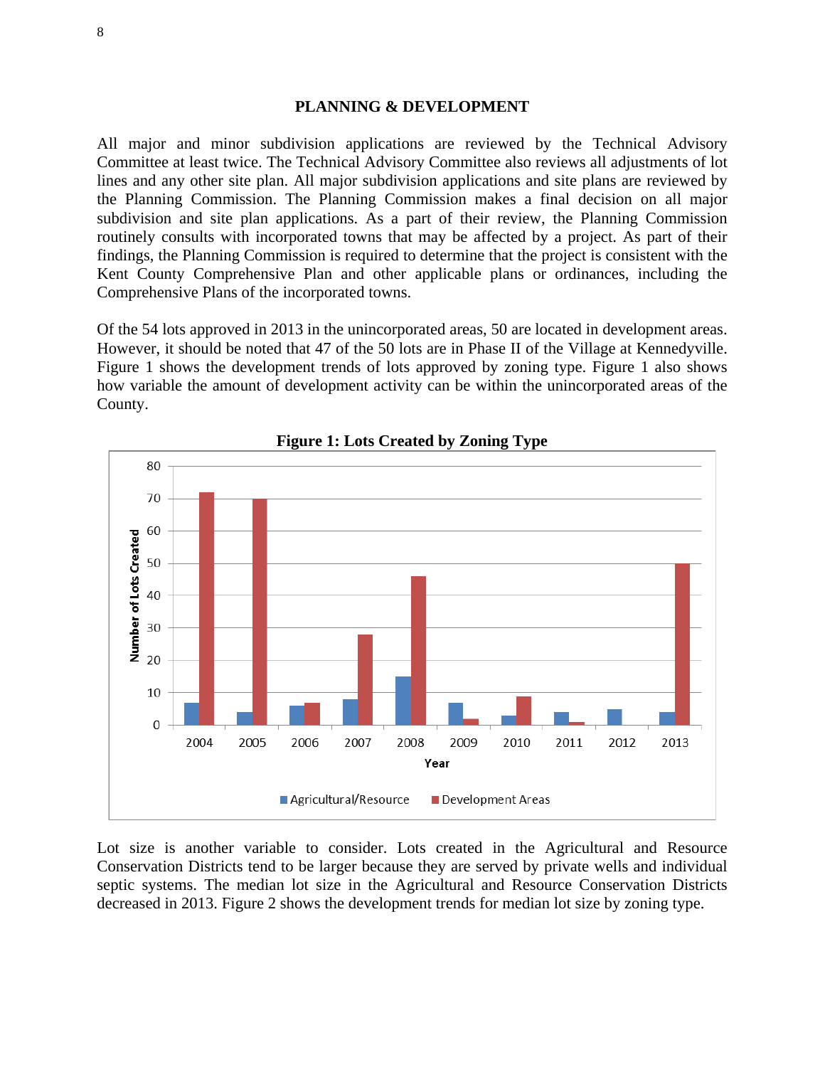## PLANNING & DEVELOPMENT

All major and minor subdivision applications are reviewed by the Technical Advisory Committee at least twice. The Technical Advisory Committee also reviews all adjustments of lot lines and any other site plan. All major subdivision applications and site plans are reviewed by the Planning Commission. The Planning Commission makes a final decision on all major subdivision and site plan applications. As a part of their review, the Planning Commission routinely consults with incorporated towns that may be affected by a project. As part of their findings, the Planning Commission is required to determine that the project is consistent with the Kent County Comprehensive Plan and other applicable plans or ordinances, including the Comprehensive Plans of the incorporated towns.

Of the 54 lots approved in 2013 in the unincorporated areas, 50 are located in development areas. However, it should be noted that 47 of the 50 lots are in Phase II of the Village at Kennedyville. Figure 1 shows the development trends of lots approved by zoning type. Figure 1 also shows how variable the amount of development activity can be within the unincorporated areas of the County.

**Figure 1: Lots Created by Zoning Type**

| Year | Agricultural/Resource | Development Areas |
|---|---|---|
| 2004 | 7 | 72 |
| 2005 | 4 | 70 |
| 2006 | 6 | 7 |
| 2007 | 8 | 28 |
| 2008 | 15 | 46 |
| 2009 | 7 | 2 |
| 2010 | 3 | 9 |
| 2011 | 4 | 1 |
| 2012 | 5 | 0 |
| 2013 | 4 | 50 |

Lot size is another variable to consider. Lots created in the Agricultural and Resource Conservation Districts tend to be larger because they are served by private wells and individual septic systems. The median lot size in the Agricultural and Resource Conservation Districts decreased in 2013. Figure 2 shows the development trends for median lot size by zoning type.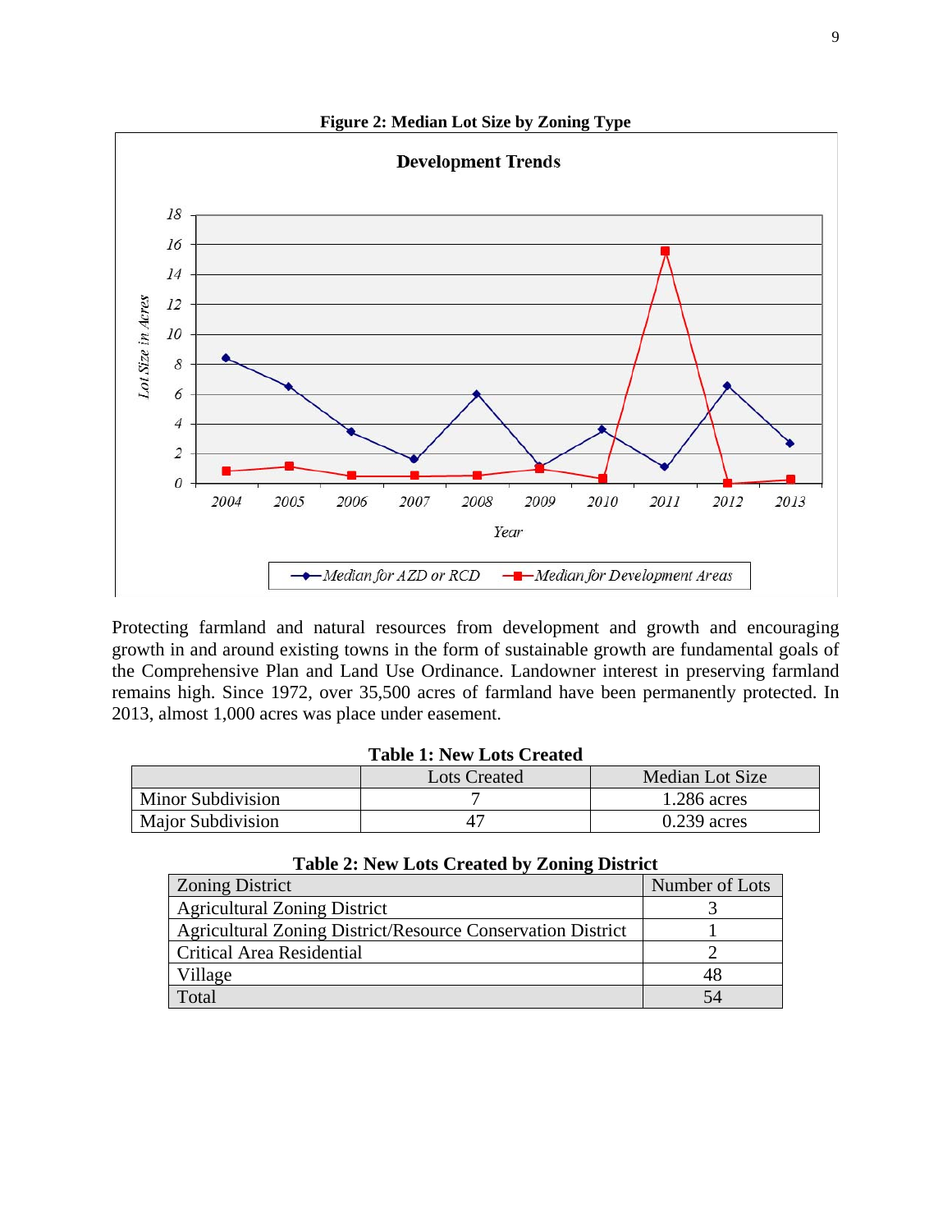**Figure 2: Median Lot Size by Zoning Type**

Protecting farmland and natural resources from development and growth and encouraging growth in and around existing towns in the form of sustainable growth are fundamental goals of the Comprehensive Plan and Land Use Ordinance. Landowner interest in preserving farmland remains high. Since 1972, over 35,500 acres of farmland have been permanently protected. In 2013, almost 1,000 acres was place under easement.

**Table 1: New Lots Created**

| | Lots Created | Median Lot Size |
|---|---|---|
| Minor Subdivision | 7 | 1.286 acres |
| Major Subdivision | 47 | 0.239 acres |

**Table 2: New Lots Created by Zoning District**

| Zoning District | Number of Lots |
|---|---|
| Agricultural Zoning District | 3 |
| Agricultural Zoning District/Resource Conservation District | 1 |
| Critical Area Residential | 2 |
| Village | 48 |
| Total | 54 |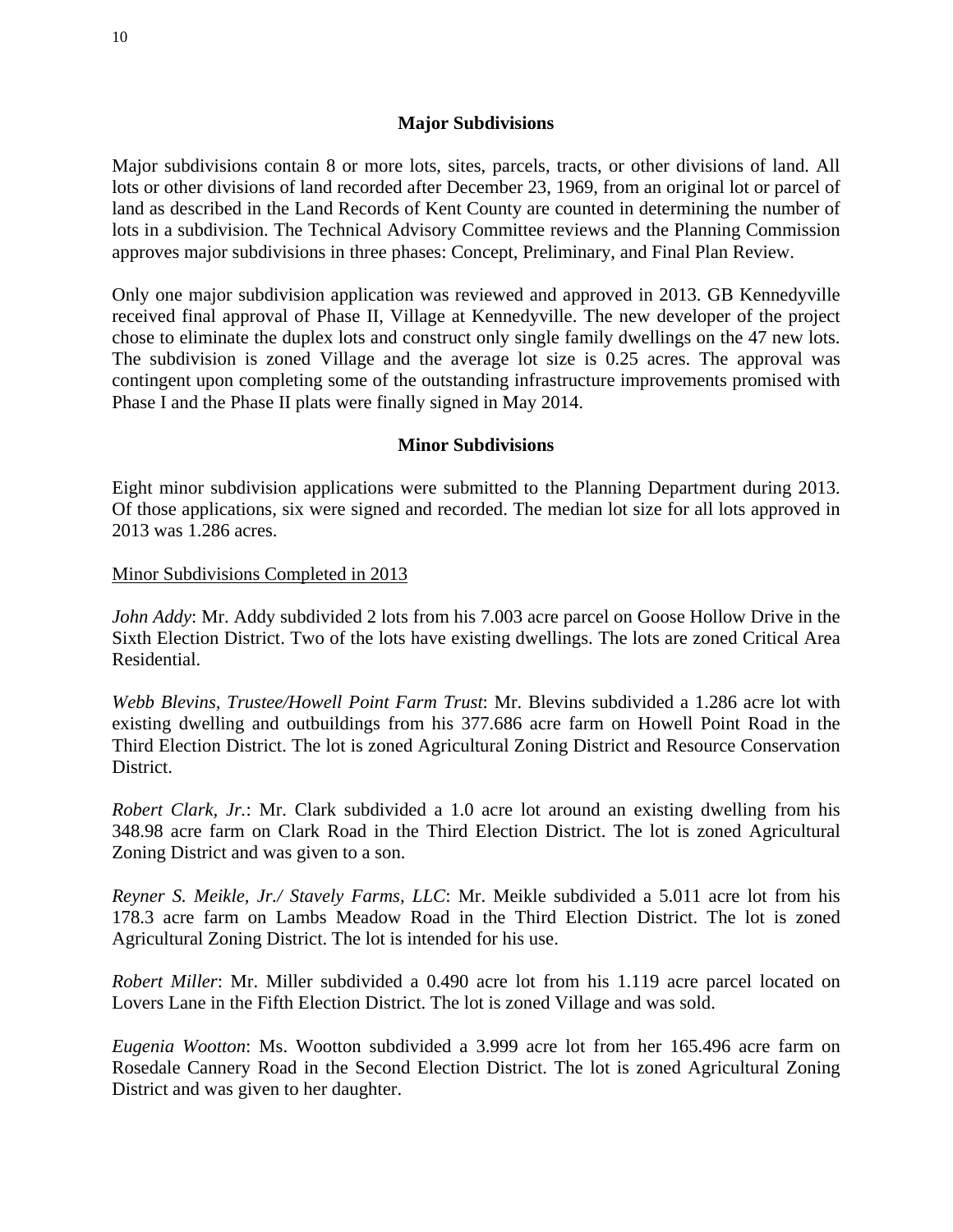## Major Subdivisions

Major subdivisions contain 8 or more lots, sites, parcels, tracts, or other divisions of land. All lots or other divisions of land recorded after December 23, 1969, from an original lot or parcel of land as described in the Land Records of Kent County are counted in determining the number of lots in a subdivision. The Technical Advisory Committee reviews and the Planning Commission approves major subdivisions in three phases: Concept, Preliminary, and Final Plan Review.

Only one major subdivision application was reviewed and approved in 2013. GB Kennedyville received final approval of Phase II, Village at Kennedyville. The new developer of the project chose to eliminate the duplex lots and construct only single family dwellings on the 47 new lots. The subdivision is zoned Village and the average lot size is 0.25 acres. The approval was contingent upon completing some of the outstanding infrastructure improvements promised with Phase I and the Phase II plats were finally signed in May 2014.

## Minor Subdivisions

Eight minor subdivision applications were submitted to the Planning Department during 2013. Of those applications, six were signed and recorded. The median lot size for all lots approved in 2013 was 1.286 acres.

<u>Minor Subdivisions Completed in 2013</u>

*John Addy*: Mr. Addy subdivided 2 lots from his 7.003 acre parcel on Goose Hollow Drive in the Sixth Election District. Two of the lots have existing dwellings. The lots are zoned Critical Area Residential.

*Webb Blevins, Trustee/Howell Point Farm Trust*: Mr. Blevins subdivided a 1.286 acre lot with existing dwelling and outbuildings from his 377.686 acre farm on Howell Point Road in the Third Election District. The lot is zoned Agricultural Zoning District and Resource Conservation District.

*Robert Clark, Jr.*: Mr. Clark subdivided a 1.0 acre lot around an existing dwelling from his 348.98 acre farm on Clark Road in the Third Election District. The lot is zoned Agricultural Zoning District and was given to a son.

*Reyner S. Meikle, Jr./ Stavely Farms, LLC*: Mr. Meikle subdivided a 5.011 acre lot from his 178.3 acre farm on Lambs Meadow Road in the Third Election District. The lot is zoned Agricultural Zoning District. The lot is intended for his use.

*Robert Miller*: Mr. Miller subdivided a 0.490 acre lot from his 1.119 acre parcel located on Lovers Lane in the Fifth Election District. The lot is zoned Village and was sold.

*Eugenia Wootton*: Ms. Wootton subdivided a 3.999 acre lot from her 165.496 acre farm on Rosedale Cannery Road in the Second Election District. The lot is zoned Agricultural Zoning District and was given to her daughter.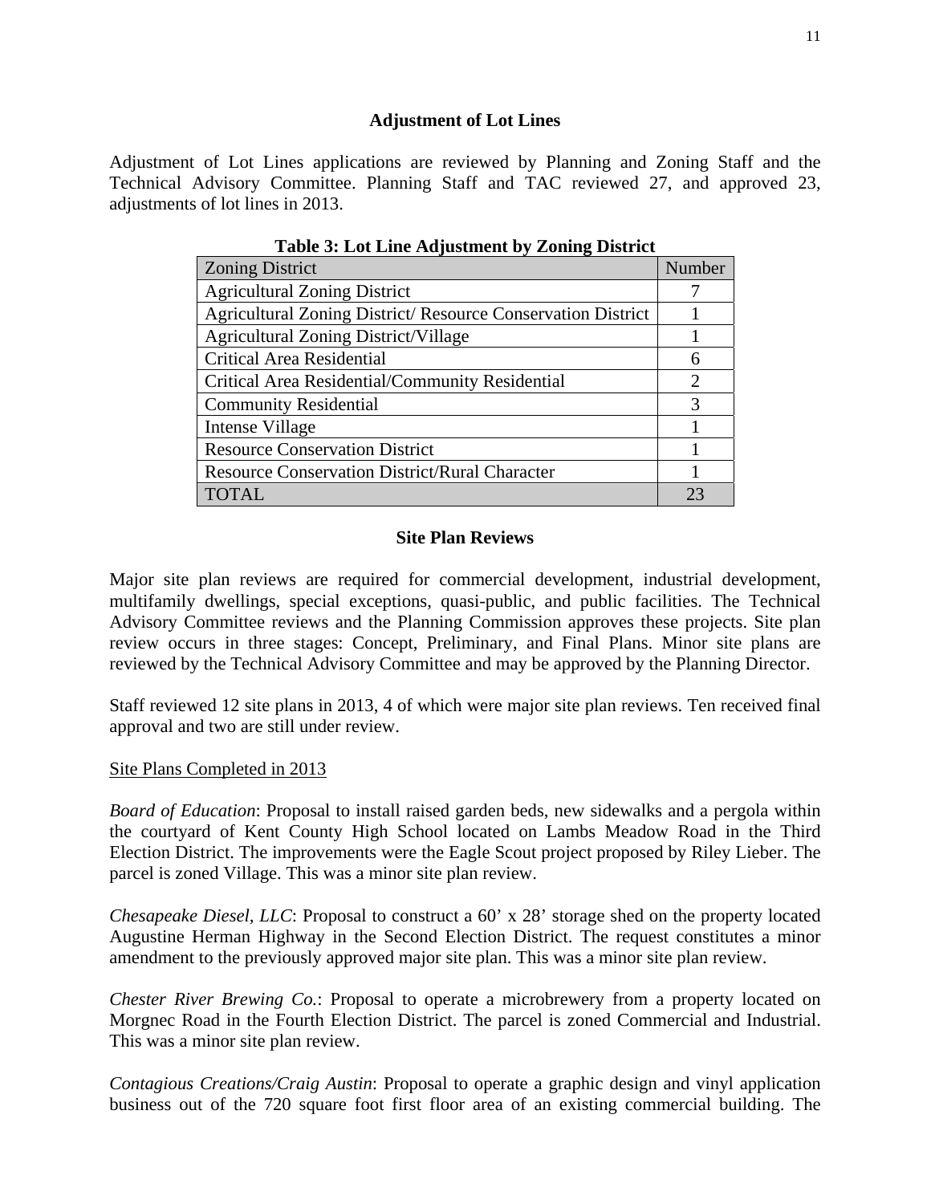### Adjustment of Lot Lines

Adjustment of Lot Lines applications are reviewed by Planning and Zoning Staff and the Technical Advisory Committee. Planning Staff and TAC reviewed 27, and approved 23, adjustments of lot lines in 2013.

**Table 3: Lot Line Adjustment by Zoning District**

| Zoning District | Number |
|---|---|
| Agricultural Zoning District | 7 |
| Agricultural Zoning District/ Resource Conservation District | 1 |
| Agricultural Zoning District/Village | 1 |
| Critical Area Residential | 6 |
| Critical Area Residential/Community Residential | 2 |
| Community Residential | 3 |
| Intense Village | 1 |
| Resource Conservation District | 1 |
| Resource Conservation District/Rural Character | 1 |
| TOTAL | 23 |

### Site Plan Reviews

Major site plan reviews are required for commercial development, industrial development, multifamily dwellings, special exceptions, quasi-public, and public facilities. The Technical Advisory Committee reviews and the Planning Commission approves these projects. Site plan review occurs in three stages: Concept, Preliminary, and Final Plans. Minor site plans are reviewed by the Technical Advisory Committee and may be approved by the Planning Director.

Staff reviewed 12 site plans in 2013, 4 of which were major site plan reviews. Ten received final approval and two are still under review.

Site Plans Completed in 2013

*Board of Education*: Proposal to install raised garden beds, new sidewalks and a pergola within the courtyard of Kent County High School located on Lambs Meadow Road in the Third Election District. The improvements were the Eagle Scout project proposed by Riley Lieber. The parcel is zoned Village. This was a minor site plan review.

*Chesapeake Diesel, LLC*: Proposal to construct a 60' x 28' storage shed on the property located Augustine Herman Highway in the Second Election District. The request constitutes a minor amendment to the previously approved major site plan. This was a minor site plan review.

*Chester River Brewing Co.*: Proposal to operate a microbrewery from a property located on Morgnec Road in the Fourth Election District. The parcel is zoned Commercial and Industrial. This was a minor site plan review.

*Contagious Creations/Craig Austin*: Proposal to operate a graphic design and vinyl application business out of the 720 square foot first floor area of an existing commercial building. The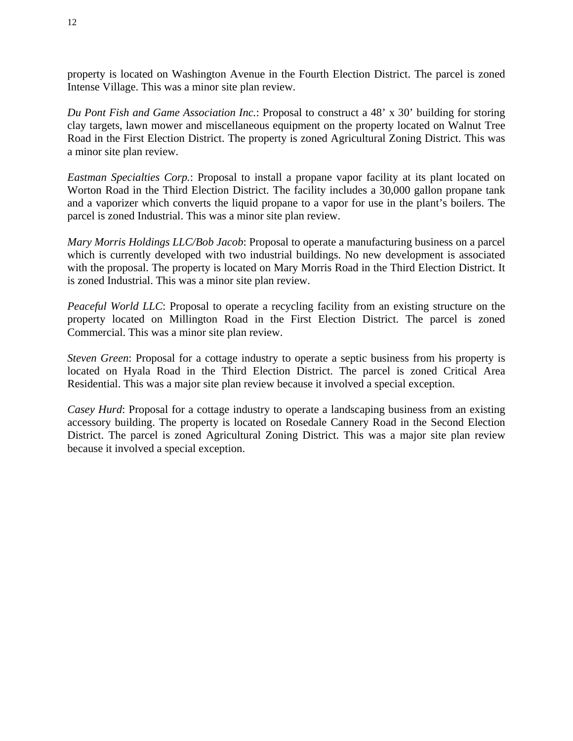property is located on Washington Avenue in the Fourth Election District. The parcel is zoned Intense Village. This was a minor site plan review.

*Du Pont Fish and Game Association Inc.*: Proposal to construct a 48’ x 30’ building for storing clay targets, lawn mower and miscellaneous equipment on the property located on Walnut Tree Road in the First Election District. The property is zoned Agricultural Zoning District. This was a minor site plan review.

*Eastman Specialties Corp.*: Proposal to install a propane vapor facility at its plant located on Worton Road in the Third Election District. The facility includes a 30,000 gallon propane tank and a vaporizer which converts the liquid propane to a vapor for use in the plant’s boilers. The parcel is zoned Industrial. This was a minor site plan review.

*Mary Morris Holdings LLC/Bob Jacob*: Proposal to operate a manufacturing business on a parcel which is currently developed with two industrial buildings. No new development is associated with the proposal. The property is located on Mary Morris Road in the Third Election District. It is zoned Industrial. This was a minor site plan review.

*Peaceful World LLC*: Proposal to operate a recycling facility from an existing structure on the property located on Millington Road in the First Election District. The parcel is zoned Commercial. This was a minor site plan review.

*Steven Green*: Proposal for a cottage industry to operate a septic business from his property is located on Hyala Road in the Third Election District. The parcel is zoned Critical Area Residential. This was a major site plan review because it involved a special exception.

*Casey Hurd*: Proposal for a cottage industry to operate a landscaping business from an existing accessory building. The property is located on Rosedale Cannery Road in the Second Election District. The parcel is zoned Agricultural Zoning District. This was a major site plan review because it involved a special exception.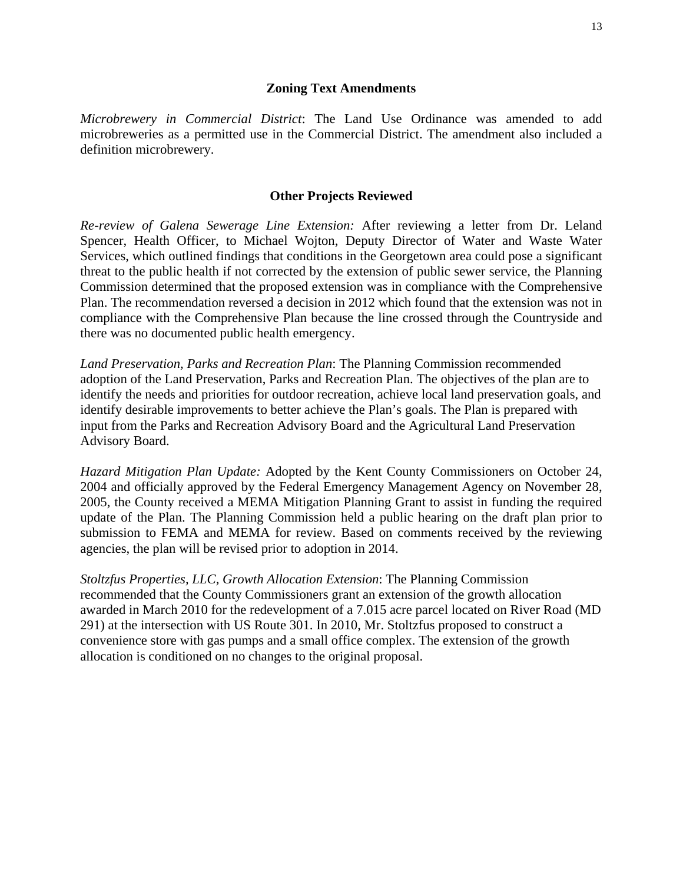## Zoning Text Amendments

*Microbrewery in Commercial District*: The Land Use Ordinance was amended to add microbreweries as a permitted use in the Commercial District. The amendment also included a definition microbrewery.

## Other Projects Reviewed

*Re-review of Galena Sewerage Line Extension:* After reviewing a letter from Dr. Leland Spencer, Health Officer, to Michael Wojton, Deputy Director of Water and Waste Water Services, which outlined findings that conditions in the Georgetown area could pose a significant threat to the public health if not corrected by the extension of public sewer service, the Planning Commission determined that the proposed extension was in compliance with the Comprehensive Plan. The recommendation reversed a decision in 2012 which found that the extension was not in compliance with the Comprehensive Plan because the line crossed through the Countryside and there was no documented public health emergency.

*Land Preservation, Parks and Recreation Plan*: The Planning Commission recommended adoption of the Land Preservation, Parks and Recreation Plan. The objectives of the plan are to identify the needs and priorities for outdoor recreation, achieve local land preservation goals, and identify desirable improvements to better achieve the Plan's goals. The Plan is prepared with input from the Parks and Recreation Advisory Board and the Agricultural Land Preservation Advisory Board.

*Hazard Mitigation Plan Update:* Adopted by the Kent County Commissioners on October 24, 2004 and officially approved by the Federal Emergency Management Agency on November 28, 2005, the County received a MEMA Mitigation Planning Grant to assist in funding the required update of the Plan. The Planning Commission held a public hearing on the draft plan prior to submission to FEMA and MEMA for review. Based on comments received by the reviewing agencies, the plan will be revised prior to adoption in 2014.

*Stoltzfus Properties, LLC, Growth Allocation Extension*: The Planning Commission recommended that the County Commissioners grant an extension of the growth allocation awarded in March 2010 for the redevelopment of a 7.015 acre parcel located on River Road (MD 291) at the intersection with US Route 301. In 2010, Mr. Stoltzfus proposed to construct a convenience store with gas pumps and a small office complex. The extension of the growth allocation is conditioned on no changes to the original proposal.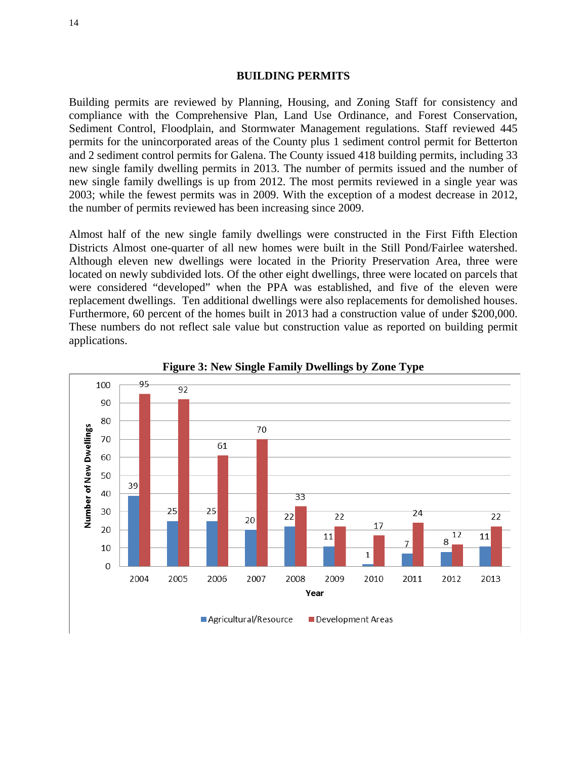## BUILDING PERMITS

Building permits are reviewed by Planning, Housing, and Zoning Staff for consistency and compliance with the Comprehensive Plan, Land Use Ordinance, and Forest Conservation, Sediment Control, Floodplain, and Stormwater Management regulations. Staff reviewed 445 permits for the unincorporated areas of the County plus 1 sediment control permit for Betterton and 2 sediment control permits for Galena. The County issued 418 building permits, including 33 new single family dwelling permits in 2013. The number of permits issued and the number of new single family dwellings is up from 2012. The most permits reviewed in a single year was 2003; while the fewest permits was in 2009. With the exception of a modest decrease in 2012, the number of permits reviewed has been increasing since 2009.

Almost half of the new single family dwellings were constructed in the First Fifth Election Districts Almost one-quarter of all new homes were built in the Still Pond/Fairlee watershed. Although eleven new dwellings were located in the Priority Preservation Area, three were located on newly subdivided lots. Of the other eight dwellings, three were located on parcels that were considered "developed" when the PPA was established, and five of the eleven were replacement dwellings. Ten additional dwellings were also replacements for demolished houses. Furthermore, 60 percent of the homes built in 2013 had a construction value of under $200,000. These numbers do not reflect sale value but construction value as reported on building permit applications.

**Figure 3: New Single Family Dwellings by Zone Type**

| Year | Agricultural/Resource | Development Areas |
|---|---|---|
| 2004 | 39 | 95 |
| 2005 | 25 | 92 |
| 2006 | 25 | 61 |
| 2007 | 20 | 70 |
| 2008 | 22 | 33 |
| 2009 | 11 | 22 |
| 2010 | 1 | 17 |
| 2011 | 7 | 24 |
| 2012 | 8 | 12 |
| 2013 | 11 | 22 |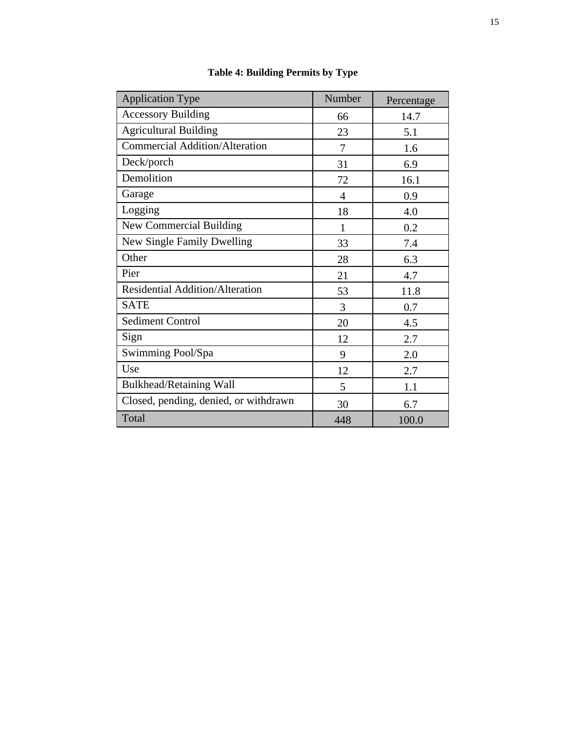**Table 4: Building Permits by Type**

| Application Type | Number | Percentage |
|---|---|---|
| Accessory Building | 66 | 14.7 |
| Agricultural Building | 23 | 5.1 |
| Commercial Addition/Alteration | 7 | 1.6 |
| Deck/porch | 31 | 6.9 |
| Demolition | 72 | 16.1 |
| Garage | 4 | 0.9 |
| Logging | 18 | 4.0 |
| New Commercial Building | 1 | 0.2 |
| New Single Family Dwelling | 33 | 7.4 |
| Other | 28 | 6.3 |
| Pier | 21 | 4.7 |
| Residential Addition/Alteration | 53 | 11.8 |
| SATE | 3 | 0.7 |
| Sediment Control | 20 | 4.5 |
| Sign | 12 | 2.7 |
| Swimming Pool/Spa | 9 | 2.0 |
| Use | 12 | 2.7 |
| Bulkhead/Retaining Wall | 5 | 1.1 |
| Closed, pending, denied, or withdrawn | 30 | 6.7 |
| Total | 448 | 100.0 |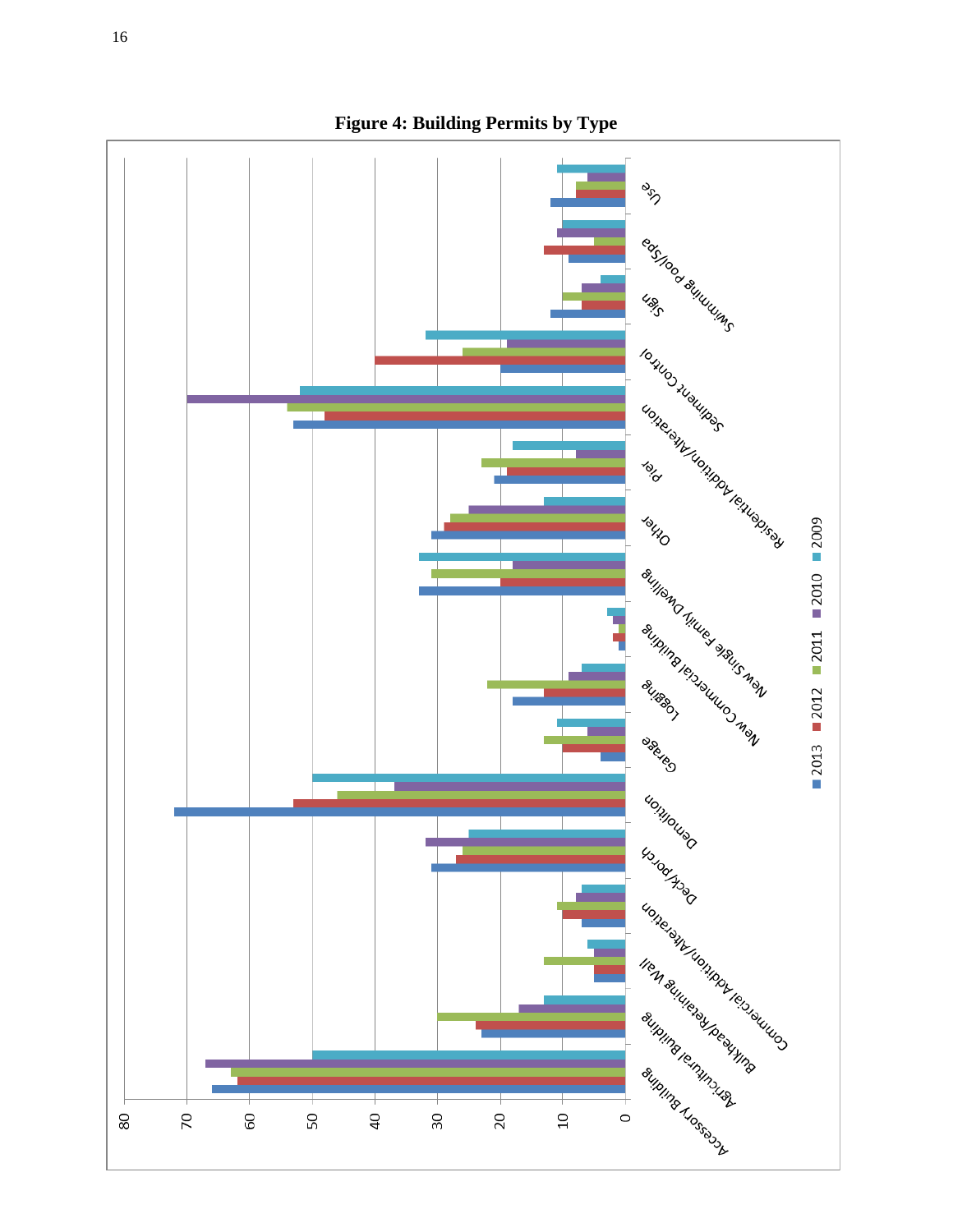**Figure 4: Building Permits by Type**

Categories: Accessory Building, Agricultural Building, Bulkhead/Retaining Wall, Commercial Addition/Alteration, Deck/porch, Demolition, Garage, Logging, New Commercial Building, New Single Family Dwelling, Other, Pier, Residential Addition/Alteration, Sediment Control, Sign, Swimming Pool/Spa, Use

Axis: 0, 10, 20, 30, 40, 50, 60, 70, 80

Legend: 2013, 2012, 2011, 2010, 2009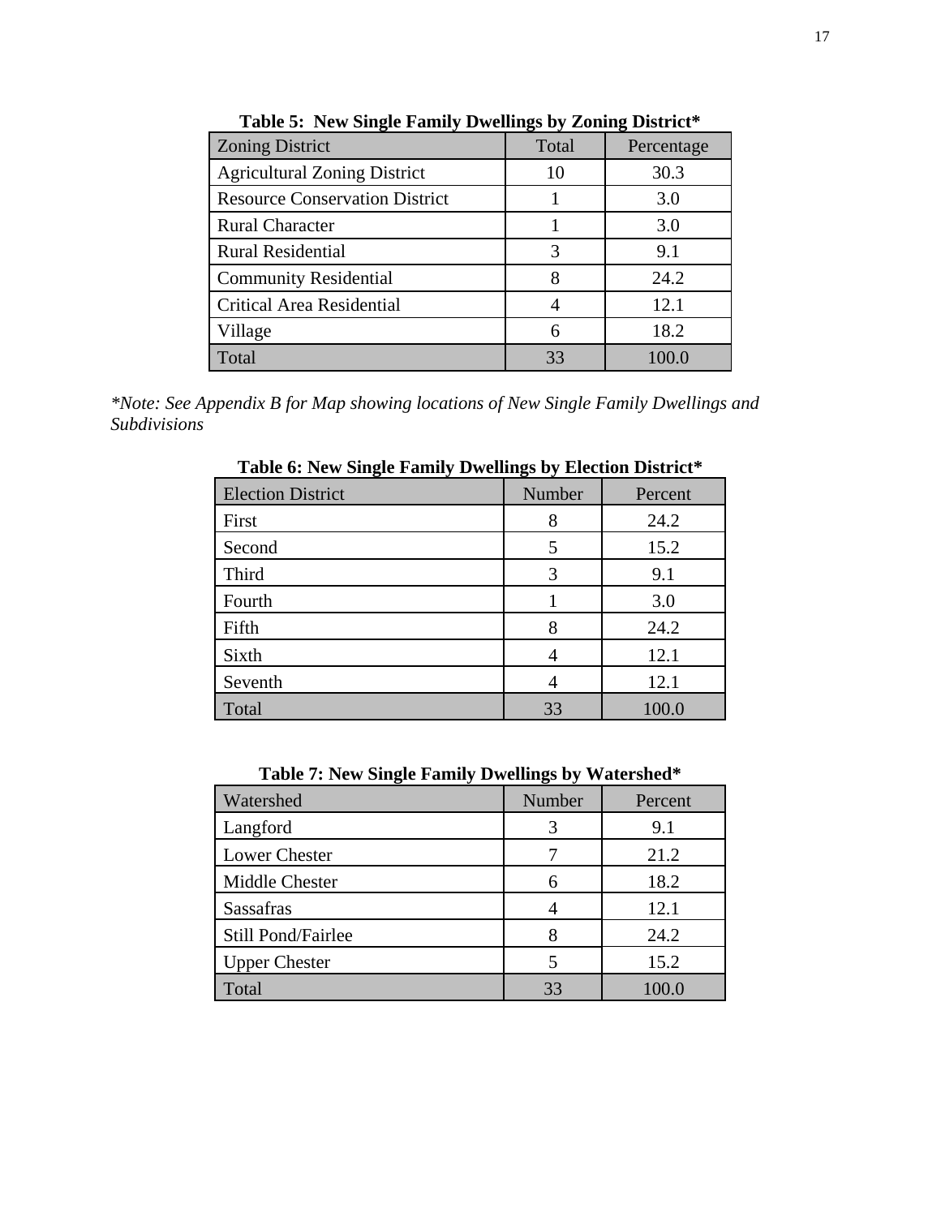**Table 5: New Single Family Dwellings by Zoning District***

| Zoning District | Total | Percentage |
|---|---|---|
| Agricultural Zoning District | 10 | 30.3 |
| Resource Conservation District | 1 | 3.0 |
| Rural Character | 1 | 3.0 |
| Rural Residential | 3 | 9.1 |
| Community Residential | 8 | 24.2 |
| Critical Area Residential | 4 | 12.1 |
| Village | 6 | 18.2 |
| Total | 33 | 100.0 |

*\*Note: See Appendix B for Map showing locations of New Single Family Dwellings and Subdivisions*

**Table 6: New Single Family Dwellings by Election District***

| Election District | Number | Percent |
|---|---|---|
| First | 8 | 24.2 |
| Second | 5 | 15.2 |
| Third | 3 | 9.1 |
| Fourth | 1 | 3.0 |
| Fifth | 8 | 24.2 |
| Sixth | 4 | 12.1 |
| Seventh | 4 | 12.1 |
| Total | 33 | 100.0 |

**Table 7: New Single Family Dwellings by Watershed***

| Watershed | Number | Percent |
|---|---|---|
| Langford | 3 | 9.1 |
| Lower Chester | 7 | 21.2 |
| Middle Chester | 6 | 18.2 |
| Sassafras | 4 | 12.1 |
| Still Pond/Fairlee | 8 | 24.2 |
| Upper Chester | 5 | 15.2 |
| Total | 33 | 100.0 |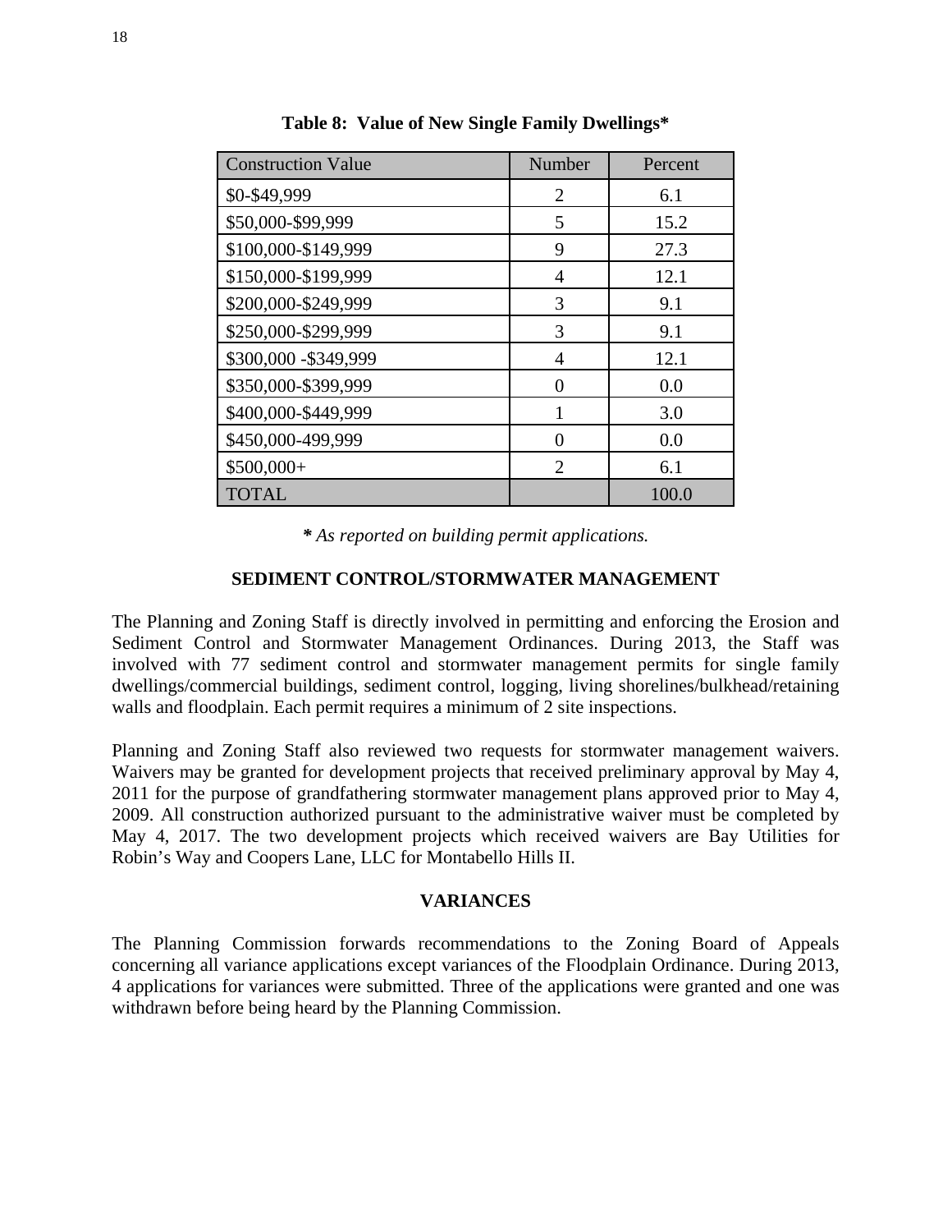**Table 8: Value of New Single Family Dwellings***

| Construction Value | Number | Percent |
|---|---|---|
| $0-$49,999 | 2 | 6.1 |
| $50,000-$99,999 | 5 | 15.2 |
| $100,000-$149,999 | 9 | 27.3 |
| $150,000-$199,999 | 4 | 12.1 |
| $200,000-$249,999 | 3 | 9.1 |
| $250,000-$299,999 | 3 | 9.1 |
| $300,000 -$349,999 | 4 | 12.1 |
| $350,000-$399,999 | 0 | 0.0 |
| $400,000-$449,999 | 1 | 3.0 |
| $450,000-499,999 | 0 | 0.0 |
| $500,000+ | 2 | 6.1 |
| TOTAL | | 100.0 |

***** *As reported on building permit applications.*

## SEDIMENT CONTROL/STORMWATER MANAGEMENT

The Planning and Zoning Staff is directly involved in permitting and enforcing the Erosion and Sediment Control and Stormwater Management Ordinances. During 2013, the Staff was involved with 77 sediment control and stormwater management permits for single family dwellings/commercial buildings, sediment control, logging, living shorelines/bulkhead/retaining walls and floodplain. Each permit requires a minimum of 2 site inspections.

Planning and Zoning Staff also reviewed two requests for stormwater management waivers. Waivers may be granted for development projects that received preliminary approval by May 4, 2011 for the purpose of grandfathering stormwater management plans approved prior to May 4, 2009. All construction authorized pursuant to the administrative waiver must be completed by May 4, 2017. The two development projects which received waivers are Bay Utilities for Robin's Way and Coopers Lane, LLC for Montabello Hills II.

## VARIANCES

The Planning Commission forwards recommendations to the Zoning Board of Appeals concerning all variance applications except variances of the Floodplain Ordinance. During 2013, 4 applications for variances were submitted. Three of the applications were granted and one was withdrawn before being heard by the Planning Commission.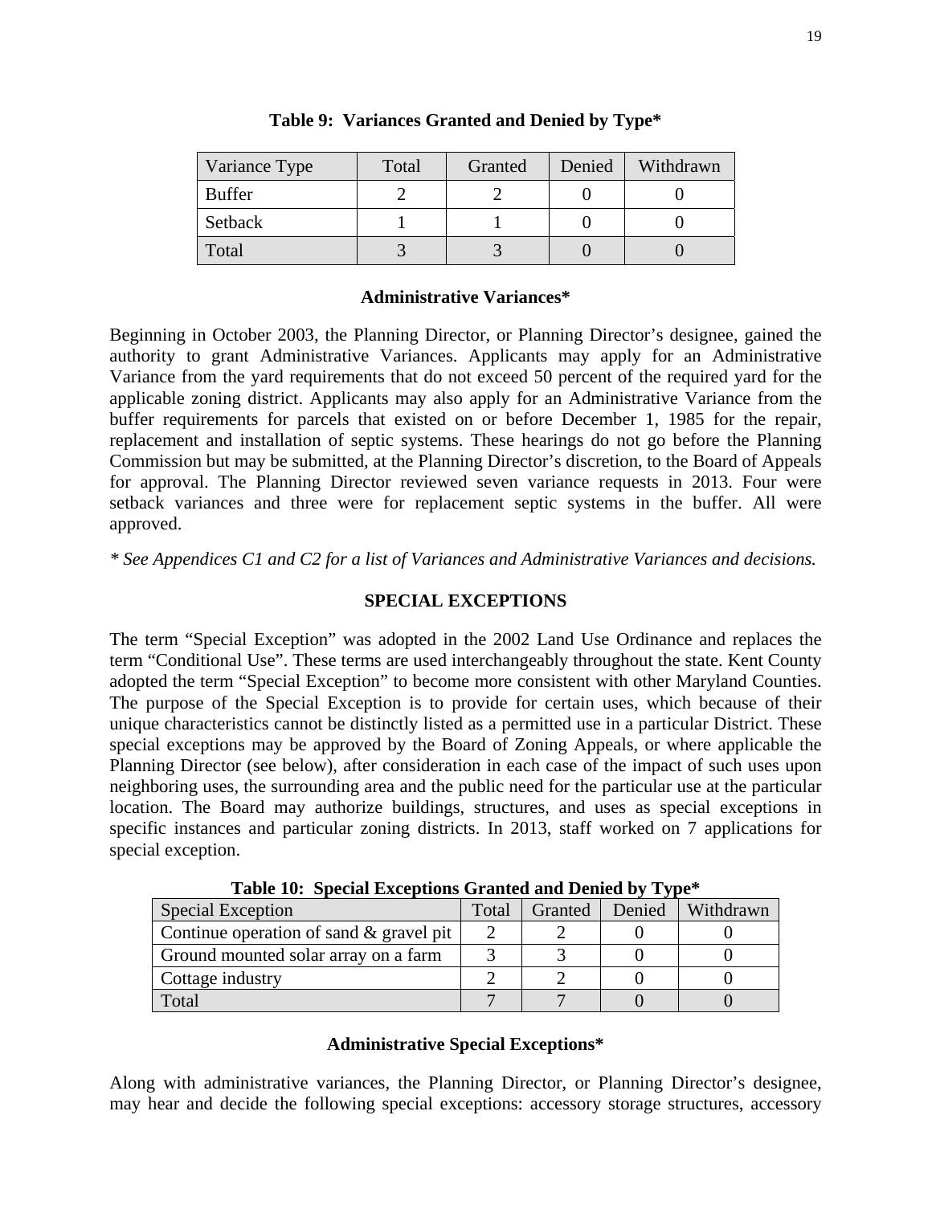**Table 9: Variances Granted and Denied by Type***

| Variance Type | Total | Granted | Denied | Withdrawn |
|---|---|---|---|---|
| Buffer | 2 | 2 | 0 | 0 |
| Setback | 1 | 1 | 0 | 0 |
| Total | 3 | 3 | 0 | 0 |

### Administrative Variances*

Beginning in October 2003, the Planning Director, or Planning Director's designee, gained the authority to grant Administrative Variances. Applicants may apply for an Administrative Variance from the yard requirements that do not exceed 50 percent of the required yard for the applicable zoning district. Applicants may also apply for an Administrative Variance from the buffer requirements for parcels that existed on or before December 1, 1985 for the repair, replacement and installation of septic systems. These hearings do not go before the Planning Commission but may be submitted, at the Planning Director's discretion, to the Board of Appeals for approval. The Planning Director reviewed seven variance requests in 2013. Four were setback variances and three were for replacement septic systems in the buffer. All were approved.

*\* See Appendices C1 and C2 for a list of Variances and Administrative Variances and decisions.*

## SPECIAL EXCEPTIONS

The term "Special Exception" was adopted in the 2002 Land Use Ordinance and replaces the term "Conditional Use". These terms are used interchangeably throughout the state. Kent County adopted the term "Special Exception" to become more consistent with other Maryland Counties. The purpose of the Special Exception is to provide for certain uses, which because of their unique characteristics cannot be distinctly listed as a permitted use in a particular District. These special exceptions may be approved by the Board of Zoning Appeals, or where applicable the Planning Director (see below), after consideration in each case of the impact of such uses upon neighboring uses, the surrounding area and the public need for the particular use at the particular location. The Board may authorize buildings, structures, and uses as special exceptions in specific instances and particular zoning districts. In 2013, staff worked on 7 applications for special exception.

**Table 10: Special Exceptions Granted and Denied by Type***

| Special Exception | Total | Granted | Denied | Withdrawn |
|---|---|---|---|---|
| Continue operation of sand & gravel pit | 2 | 2 | 0 | 0 |
| Ground mounted solar array on a farm | 3 | 3 | 0 | 0 |
| Cottage industry | 2 | 2 | 0 | 0 |
| Total | 7 | 7 | 0 | 0 |

### Administrative Special Exceptions*

Along with administrative variances, the Planning Director, or Planning Director's designee, may hear and decide the following special exceptions: accessory storage structures, accessory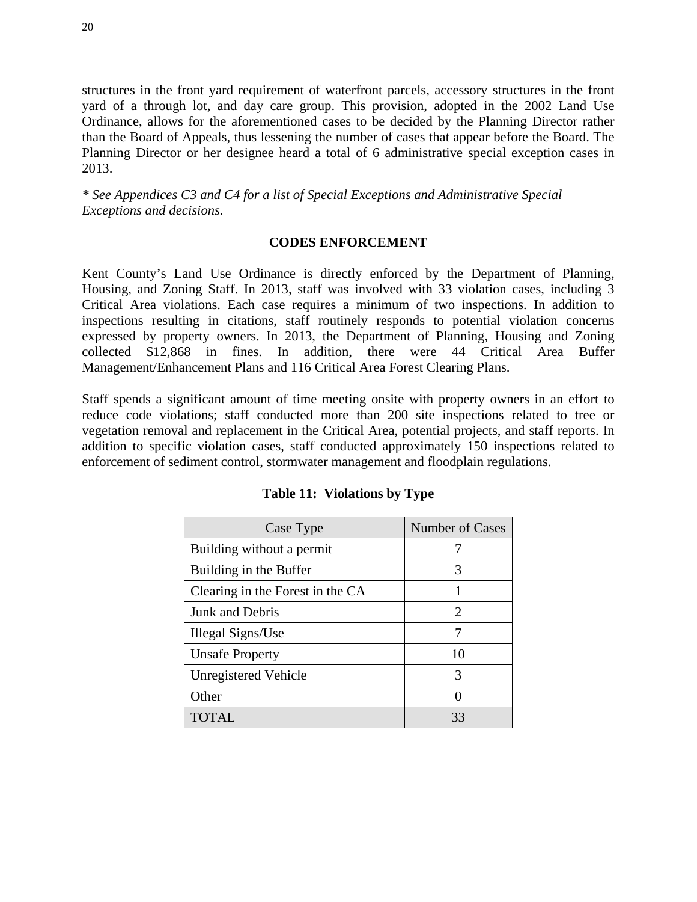structures in the front yard requirement of waterfront parcels, accessory structures in the front yard of a through lot, and day care group. This provision, adopted in the 2002 Land Use Ordinance, allows for the aforementioned cases to be decided by the Planning Director rather than the Board of Appeals, thus lessening the number of cases that appear before the Board. The Planning Director or her designee heard a total of 6 administrative special exception cases in 2013.

*\* See Appendices C3 and C4 for a list of Special Exceptions and Administrative Special Exceptions and decisions.*

## CODES ENFORCEMENT

Kent County's Land Use Ordinance is directly enforced by the Department of Planning, Housing, and Zoning Staff. In 2013, staff was involved with 33 violation cases, including 3 Critical Area violations. Each case requires a minimum of two inspections. In addition to inspections resulting in citations, staff routinely responds to potential violation concerns expressed by property owners. In 2013, the Department of Planning, Housing and Zoning collected $12,868 in fines. In addition, there were 44 Critical Area Buffer Management/Enhancement Plans and 116 Critical Area Forest Clearing Plans.

Staff spends a significant amount of time meeting onsite with property owners in an effort to reduce code violations; staff conducted more than 200 site inspections related to tree or vegetation removal and replacement in the Critical Area, potential projects, and staff reports. In addition to specific violation cases, staff conducted approximately 150 inspections related to enforcement of sediment control, stormwater management and floodplain regulations.

**Table 11: Violations by Type**

| Case Type | Number of Cases |
|---|---|
| Building without a permit | 7 |
| Building in the Buffer | 3 |
| Clearing in the Forest in the CA | 1 |
| Junk and Debris | 2 |
| Illegal Signs/Use | 7 |
| Unsafe Property | 10 |
| Unregistered Vehicle | 3 |
| Other | 0 |
| TOTAL | 33 |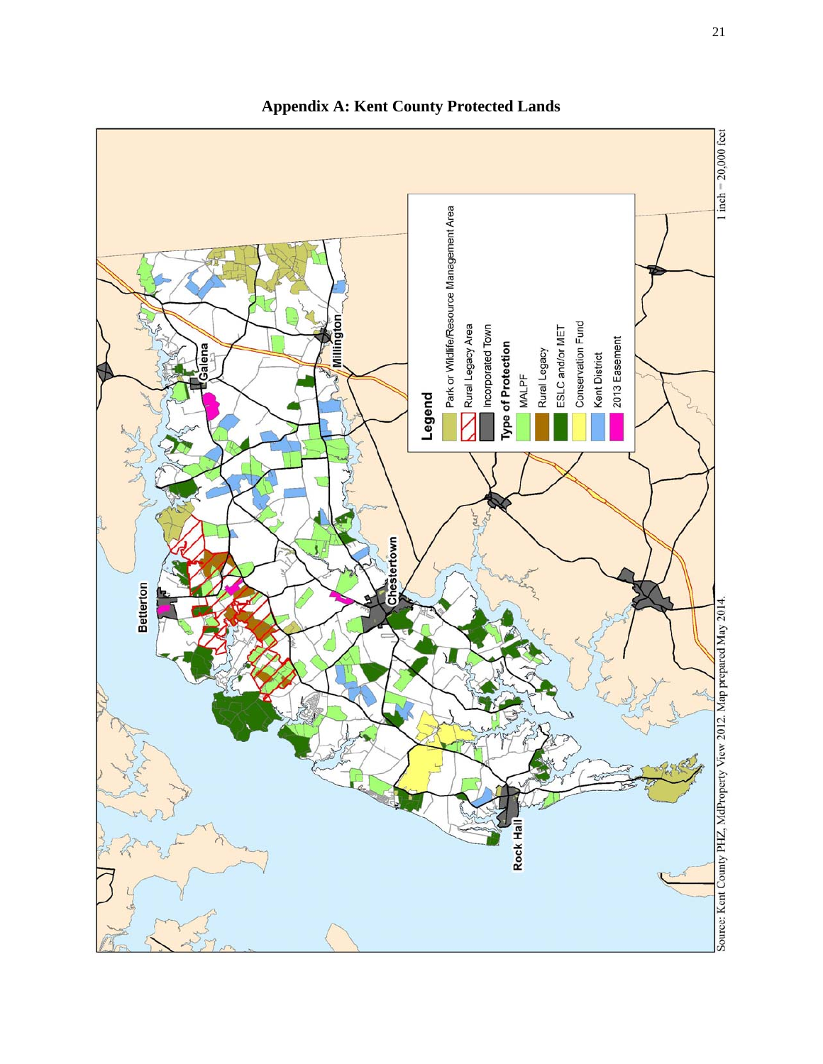# Appendix A: Kent County Protected Lands

Legend

- Park or Wildlife/Resource Management Area
- Rural Legacy Area
- Incorporated Town

Type of Protection

- MALPF
- Rural Legacy
- ESLC and/or MET
- Conservation Fund
- Kent District
- 2013 Easement

Galena

Millington

Betterton

Chestertown

Rock Hall

1 inch = 20,000 feet

Source: Kent County PHZ, MdProperty View 2012. Map prepared May 2014.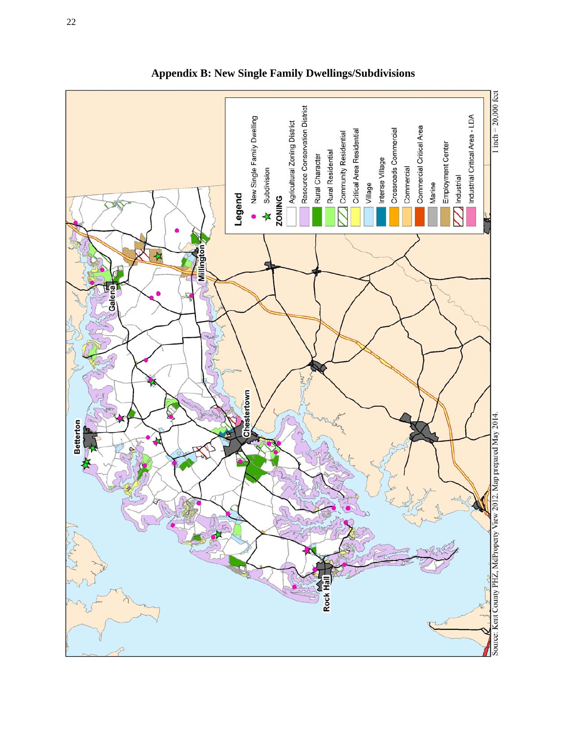## Appendix B: New Single Family Dwellings/Subdivisions

**Legend**

- New Single Family Dwelling
- Subdivision

**ZONING**

- Agricultural Zoning District
- Resource Conservation District
- Rural Character
- Rural Residential
- Community Residential
- Critical Area Residential
- Village
- Intense Village
- Crossroads Commercial
- Commercial
- Commercial Critical Area
- Marine
- Employment Center
- Industrial
- Industrial Critical Area - LDA

Millington

Galena

Chestertown

Betterton

Rock Hall

1 inch = 20,000 feet

Source: Kent County PHZ, MdProperty View 2012. Map prepared May 2014.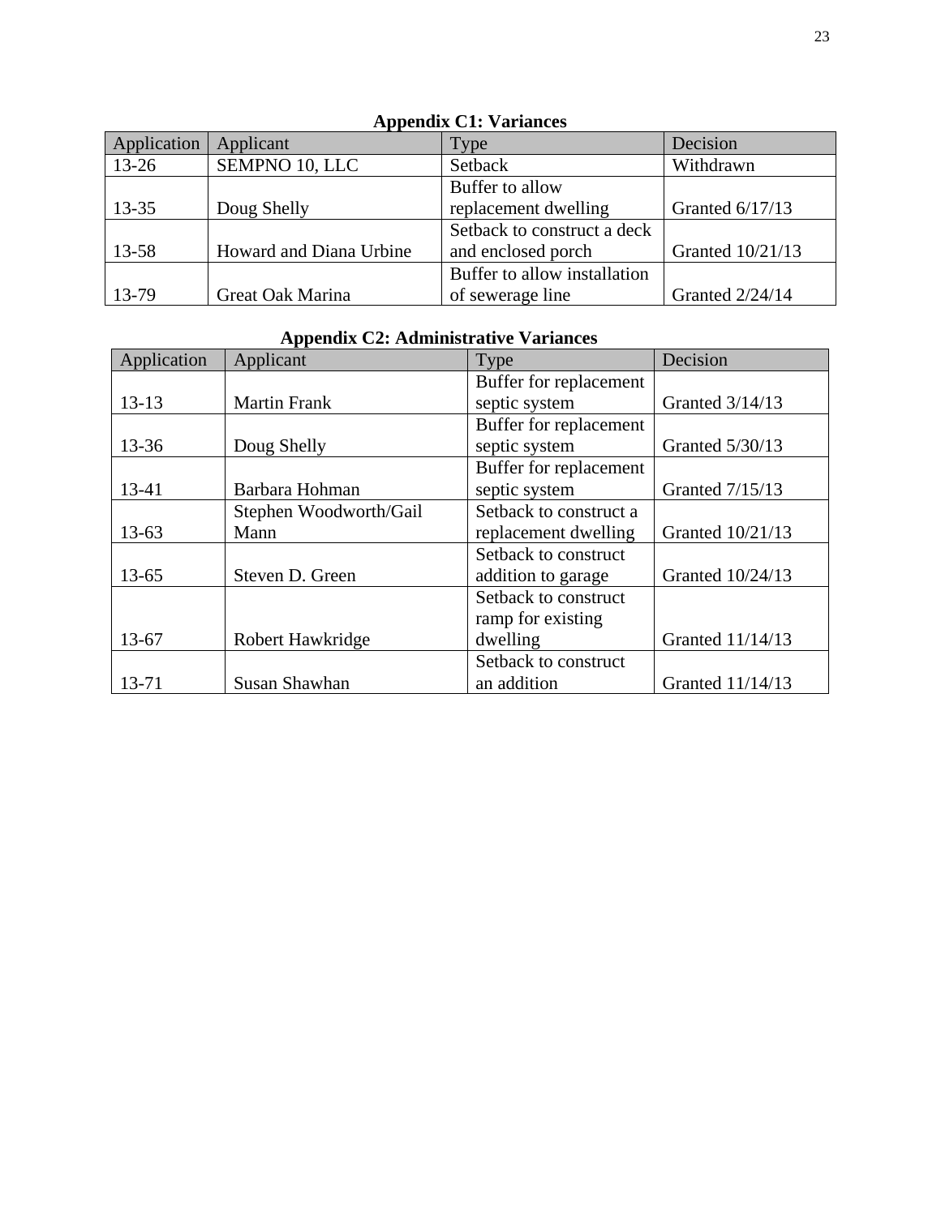**Appendix C1: Variances**

| Application | Applicant | Type | Decision |
|---|---|---|---|
| 13-26 | SEMPNO 10, LLC | Setback | Withdrawn |
| 13-35 | Doug Shelly | Buffer to allow replacement dwelling | Granted 6/17/13 |
| 13-58 | Howard and Diana Urbine | Setback to construct a deck and enclosed porch | Granted 10/21/13 |
| 13-79 | Great Oak Marina | Buffer to allow installation of sewerage line | Granted 2/24/14 |

**Appendix C2: Administrative Variances**

| Application | Applicant | Type | Decision |
|---|---|---|---|
| 13-13 | Martin Frank | Buffer for replacement septic system | Granted 3/14/13 |
| 13-36 | Doug Shelly | Buffer for replacement septic system | Granted 5/30/13 |
| 13-41 | Barbara Hohman | Buffer for replacement septic system | Granted 7/15/13 |
| 13-63 | Stephen Woodworth/Gail Mann | Setback to construct a replacement dwelling | Granted 10/21/13 |
| 13-65 | Steven D. Green | Setback to construct addition to garage | Granted 10/24/13 |
| 13-67 | Robert Hawkridge | Setback to construct ramp for existing dwelling | Granted 11/14/13 |
| 13-71 | Susan Shawhan | Setback to construct an addition | Granted 11/14/13 |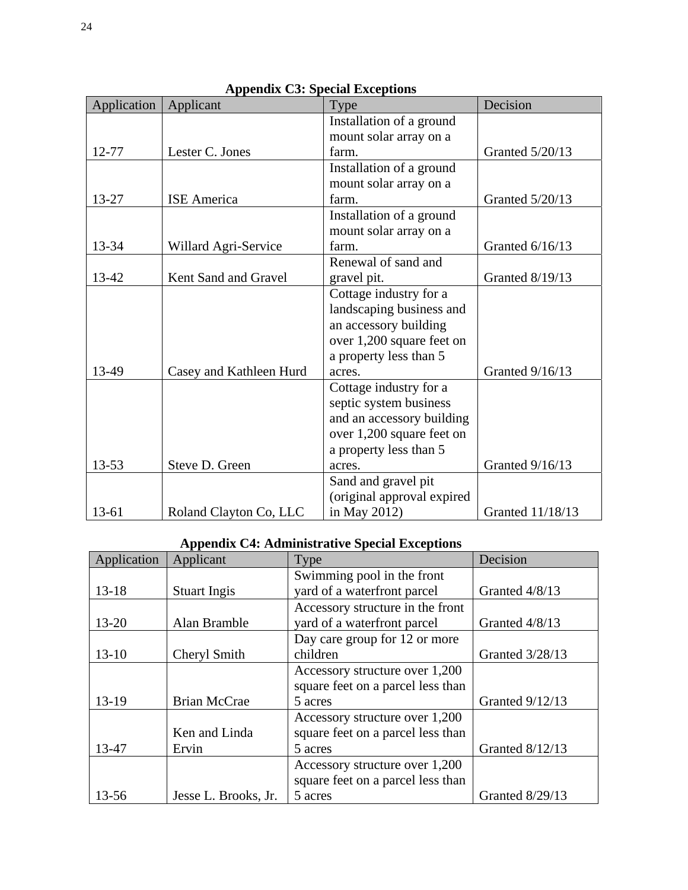### Appendix C3: Special Exceptions

| Application | Applicant | Type | Decision |
|---|---|---|---|
| 12-77 | Lester C. Jones | Installation of a ground mount solar array on a farm. | Granted 5/20/13 |
| 13-27 | ISE America | Installation of a ground mount solar array on a farm. | Granted 5/20/13 |
| 13-34 | Willard Agri-Service | Installation of a ground mount solar array on a farm. | Granted 6/16/13 |
| 13-42 | Kent Sand and Gravel | Renewal of sand and gravel pit. | Granted 8/19/13 |
| 13-49 | Casey and Kathleen Hurd | Cottage industry for a landscaping business and an accessory building over 1,200 square feet on a property less than 5 acres. | Granted 9/16/13 |
| 13-53 | Steve D. Green | Cottage industry for a septic system business and an accessory building over 1,200 square feet on a property less than 5 acres. | Granted 9/16/13 |
| 13-61 | Roland Clayton Co, LLC | Sand and gravel pit (original approval expired in May 2012) | Granted 11/18/13 |

### Appendix C4: Administrative Special Exceptions

| Application | Applicant | Type | Decision |
|---|---|---|---|
| 13-18 | Stuart Ingis | Swimming pool in the front yard of a waterfront parcel | Granted 4/8/13 |
| 13-20 | Alan Bramble | Accessory structure in the front yard of a waterfront parcel | Granted 4/8/13 |
| 13-10 | Cheryl Smith | Day care group for 12 or more children | Granted 3/28/13 |
| 13-19 | Brian McCrae | Accessory structure over 1,200 square feet on a parcel less than 5 acres | Granted 9/12/13 |
| 13-47 | Ken and Linda Ervin | Accessory structure over 1,200 square feet on a parcel less than 5 acres | Granted 8/12/13 |
| 13-56 | Jesse L. Brooks, Jr. | Accessory structure over 1,200 square feet on a parcel less than 5 acres | Granted 8/29/13 |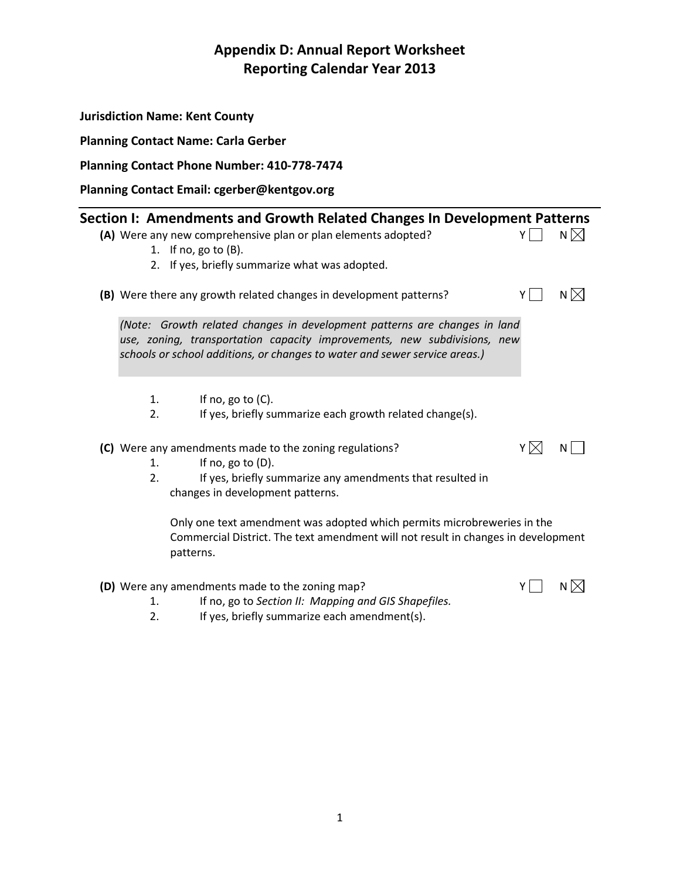# Appendix D: Annual Report Worksheet
# Reporting Calendar Year 2013

**Jurisdiction Name: Kent County**

**Planning Contact Name: Carla Gerber**

**Planning Contact Phone Number: 410-778-7474**

**Planning Contact Email: cgerber@kentgov.org**

## Section I: Amendments and Growth Related Changes In Development Patterns

**(A)** Were any new comprehensive plan or plan elements adopted? Y ☐ N ☒

1. If no, go to (B).
2. If yes, briefly summarize what was adopted.

**(B)** Were there any growth related changes in development patterns? Y ☐ N ☒

*(Note: Growth related changes in development patterns are changes in land use, zoning, transportation capacity improvements, new subdivisions, new schools or school additions, or changes to water and sewer service areas.)*

1. If no, go to (C).
2. If yes, briefly summarize each growth related change(s).

**(C)** Were any amendments made to the zoning regulations? Y ☒ N ☐

1. If no, go to (D).
2. If yes, briefly summarize any amendments that resulted in changes in development patterns.

Only one text amendment was adopted which permits microbreweries in the Commercial District. The text amendment will not result in changes in development patterns.

**(D)** Were any amendments made to the zoning map? Y ☐ N ☒

1. If no, go to *Section II: Mapping and GIS Shapefiles.*
2. If yes, briefly summarize each amendment(s).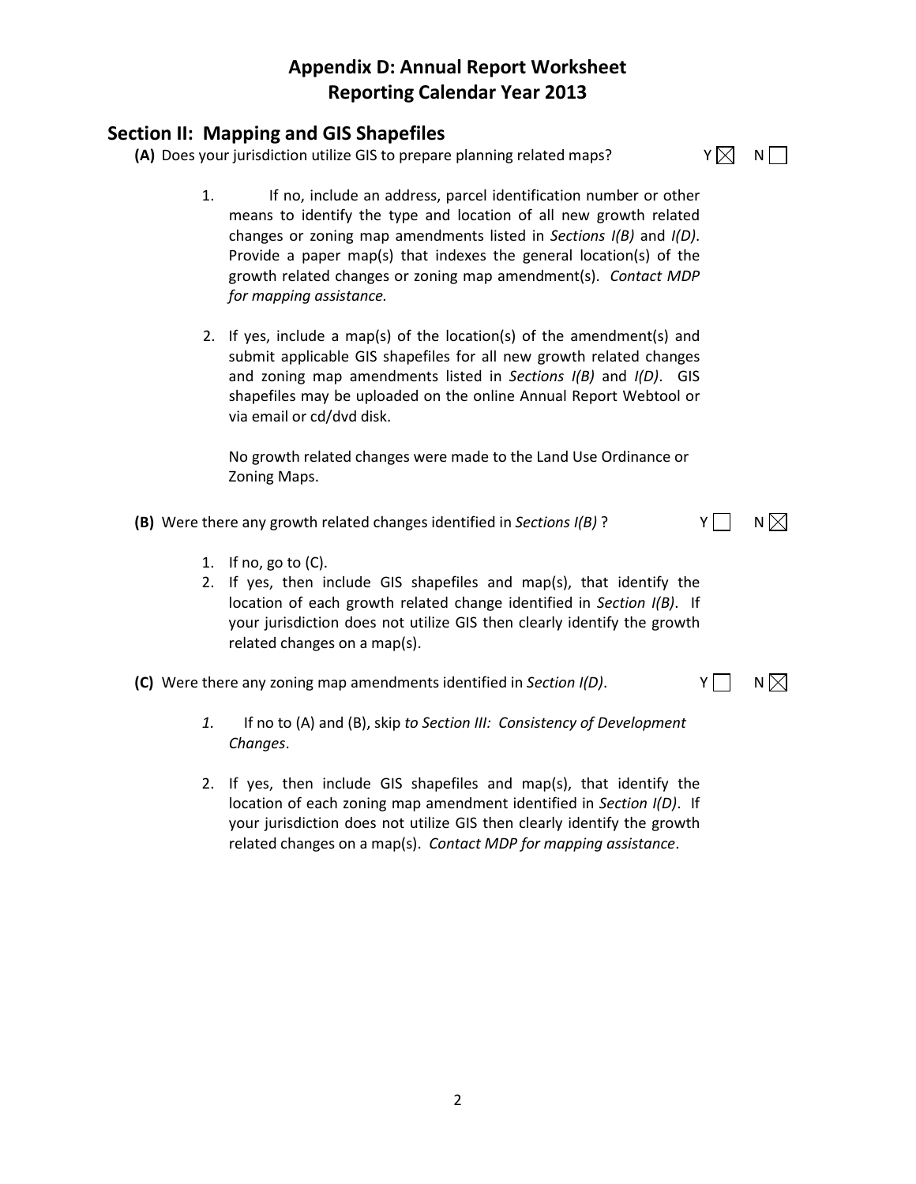# Appendix D: Annual Report Worksheet
# Reporting Calendar Year 2013

## Section II: Mapping and GIS Shapefiles

**(A)** Does your jurisdiction utilize GIS to prepare planning related maps? Y ☒ N ☐

1. If no, include an address, parcel identification number or other means to identify the type and location of all new growth related changes or zoning map amendments listed in *Sections I(B)* and *I(D)*. Provide a paper map(s) that indexes the general location(s) of the growth related changes or zoning map amendment(s). *Contact MDP for mapping assistance.*

2. If yes, include a map(s) of the location(s) of the amendment(s) and submit applicable GIS shapefiles for all new growth related changes and zoning map amendments listed in *Sections I(B)* and *I(D)*. GIS shapefiles may be uploaded on the online Annual Report Webtool or via email or cd/dvd disk.

   No growth related changes were made to the Land Use Ordinance or Zoning Maps.

**(B)** Were there any growth related changes identified in *Sections I(B)* ? Y ☐ N ☒

1. If no, go to (C).
2. If yes, then include GIS shapefiles and map(s), that identify the location of each growth related change identified in *Section I(B)*. If your jurisdiction does not utilize GIS then clearly identify the growth related changes on a map(s).

**(C)** Were there any zoning map amendments identified in *Section I(D)*. Y ☐ N ☒

1. If no to (A) and (B), skip *to Section III: Consistency of Development Changes*.

2. If yes, then include GIS shapefiles and map(s), that identify the location of each zoning map amendment identified in *Section I(D)*. If your jurisdiction does not utilize GIS then clearly identify the growth related changes on a map(s). *Contact MDP for mapping assistance*.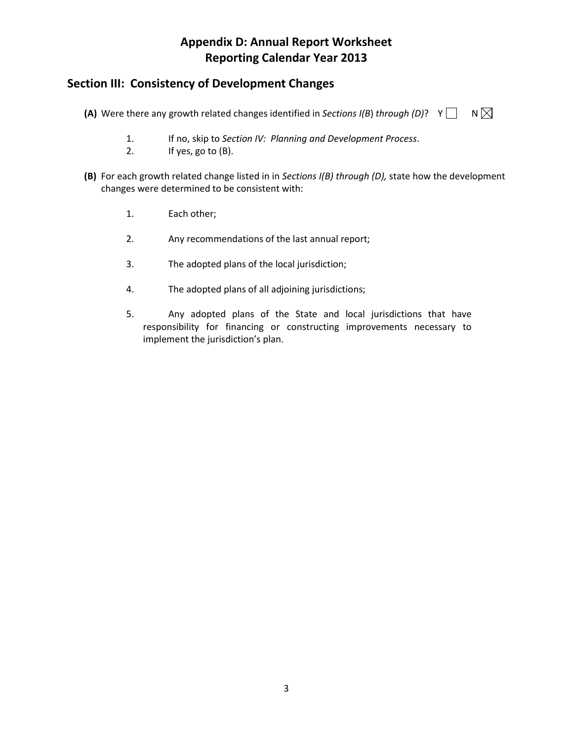# Appendix D: Annual Report Worksheet
# Reporting Calendar Year 2013

## Section III: Consistency of Development Changes

**(A)** Were there any growth related changes identified in *Sections I(B) through (D)*? Y ☐ N ☒

1. If no, skip to *Section IV: Planning and Development Process*.
2. If yes, go to (B).

**(B)** For each growth related change listed in in *Sections I(B) through (D),* state how the development changes were determined to be consistent with:

1. Each other;
2. Any recommendations of the last annual report;
3. The adopted plans of the local jurisdiction;
4. The adopted plans of all adjoining jurisdictions;
5. Any adopted plans of the State and local jurisdictions that have responsibility for financing or constructing improvements necessary to implement the jurisdiction's plan.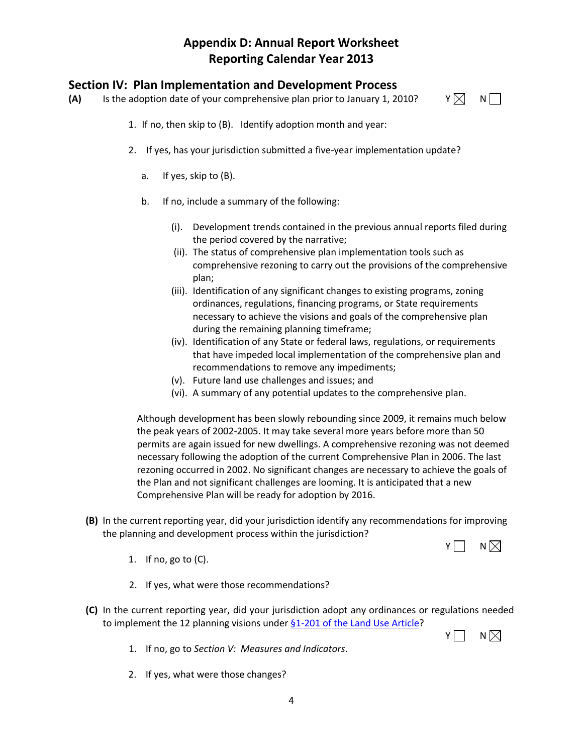# Appendix D: Annual Report Worksheet
# Reporting Calendar Year 2013

## Section IV: Plan Implementation and Development Process

**(A)** Is the adoption date of your comprehensive plan prior to January 1, 2010? Y ☒ N ☐

1. If no, then skip to (B). Identify adoption month and year:

2. If yes, has your jurisdiction submitted a five-year implementation update?

   a. If yes, skip to (B).

   b. If no, include a summary of the following:

      (i). Development trends contained in the previous annual reports filed during the period covered by the narrative;
      (ii). The status of comprehensive plan implementation tools such as comprehensive rezoning to carry out the provisions of the comprehensive plan;
      (iii). Identification of any significant changes to existing programs, zoning ordinances, regulations, financing programs, or State requirements necessary to achieve the visions and goals of the comprehensive plan during the remaining planning timeframe;
      (iv). Identification of any State or federal laws, regulations, or requirements that have impeded local implementation of the comprehensive plan and recommendations to remove any impediments;
      (v). Future land use challenges and issues; and
      (vi). A summary of any potential updates to the comprehensive plan.

   Although development has been slowly rebounding since 2009, it remains much below the peak years of 2002-2005. It may take several more years before more than 50 permits are again issued for new dwellings. A comprehensive rezoning was not deemed necessary following the adoption of the current Comprehensive Plan in 2006. The last rezoning occurred in 2002. No significant changes are necessary to achieve the goals of the Plan and not significant challenges are looming. It is anticipated that a new Comprehensive Plan will be ready for adoption by 2016.

**(B)** In the current reporting year, did your jurisdiction identify any recommendations for improving the planning and development process within the jurisdiction? Y ☐ N ☒

1. If no, go to (C).

2. If yes, what were those recommendations?

**(C)** In the current reporting year, did your jurisdiction adopt any ordinances or regulations needed to implement the 12 planning visions under [§1-201 of the Land Use Article]? Y ☐ N ☒

1. If no, go to *Section V: Measures and Indicators*.

2. If yes, what were those changes?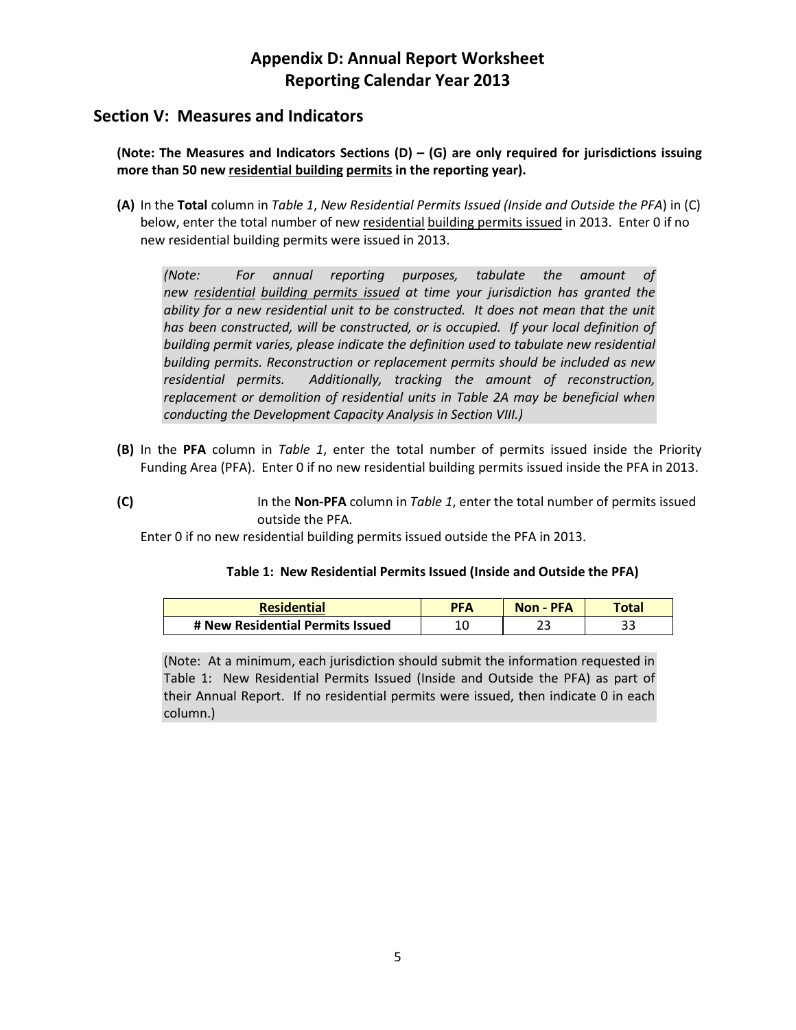# Appendix D: Annual Report Worksheet
# Reporting Calendar Year 2013

## Section V: Measures and Indicators

**(Note: The Measures and Indicators Sections (D) – (G) are only required for jurisdictions issuing more than 50 new residential building permits in the reporting year).**

**(A)** In the **Total** column in *Table 1*, *New Residential Permits Issued (Inside and Outside the PFA*) in (C) below, enter the total number of new residential building permits issued in 2013. Enter 0 if no new residential building permits were issued in 2013.

*(Note: For annual reporting purposes, tabulate the amount of new residential building permits issued at time your jurisdiction has granted the ability for a new residential unit to be constructed. It does not mean that the unit has been constructed, will be constructed, or is occupied. If your local definition of building permit varies, please indicate the definition used to tabulate new residential building permits. Reconstruction or replacement permits should be included as new residential permits. Additionally, tracking the amount of reconstruction, replacement or demolition of residential units in Table 2A may be beneficial when conducting the Development Capacity Analysis in Section VIII.)*

**(B)** In the **PFA** column in *Table 1*, enter the total number of permits issued inside the Priority Funding Area (PFA). Enter 0 if no new residential building permits issued inside the PFA in 2013.

**(C)** In the **Non-PFA** column in *Table 1*, enter the total number of permits issued outside the PFA.
Enter 0 if no new residential building permits issued outside the PFA in 2013.

**Table 1: New Residential Permits Issued (Inside and Outside the PFA)**

| Residential | PFA | Non - PFA | Total |
|---|---|---|---|
| # New Residential Permits Issued | 10 | 23 | 33 |

(Note: At a minimum, each jurisdiction should submit the information requested in Table 1: New Residential Permits Issued (Inside and Outside the PFA) as part of their Annual Report. If no residential permits were issued, then indicate 0 in each column.)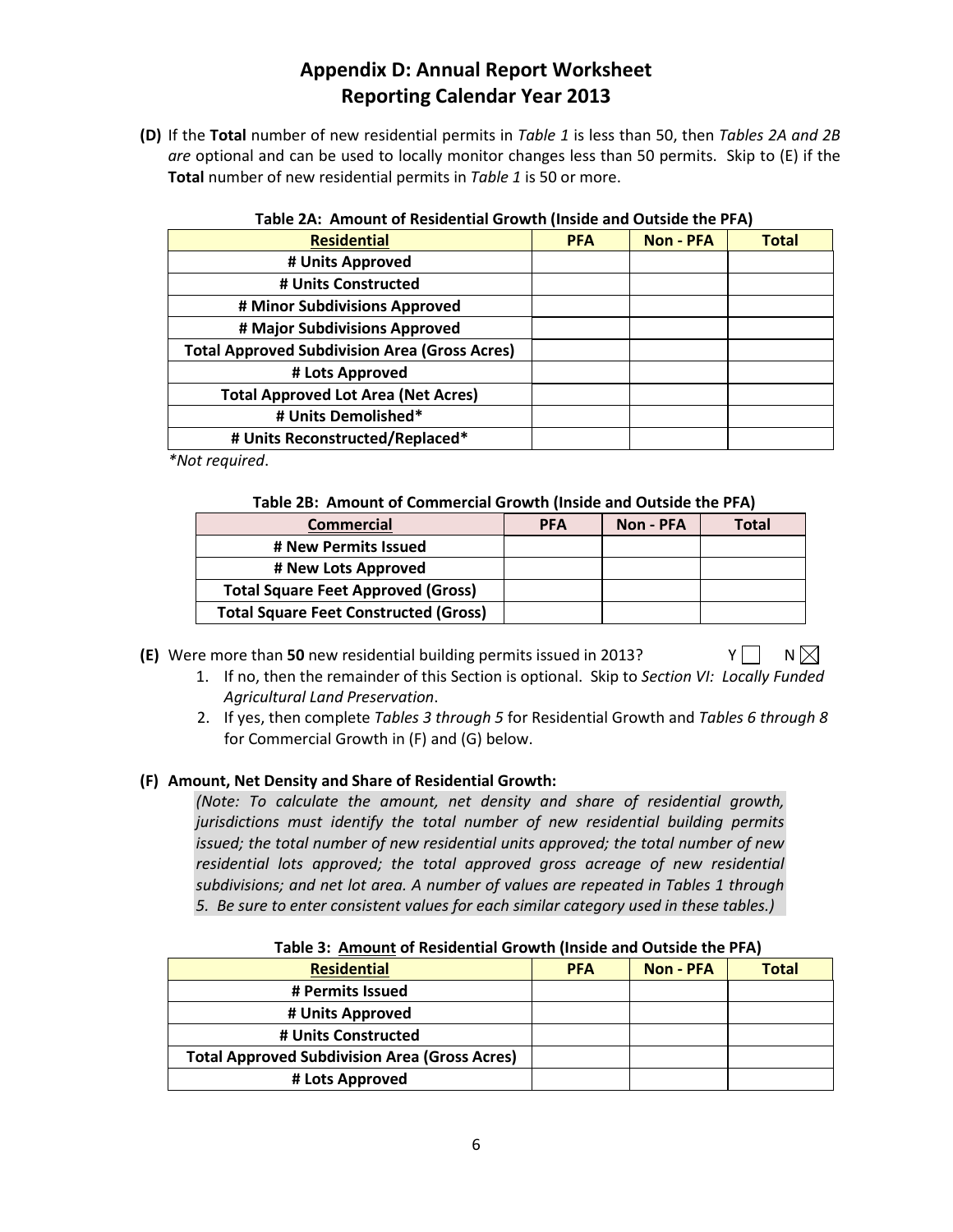# Appendix D: Annual Report Worksheet
# Reporting Calendar Year 2013

**(D)** If the **Total** number of new residential permits in *Table 1* is less than 50, then *Tables 2A and 2B are* optional and can be used to locally monitor changes less than 50 permits. Skip to (E) if the **Total** number of new residential permits in *Table 1* is 50 or more.

**Table 2A: Amount of Residential Growth (Inside and Outside the PFA)**

| Residential | PFA | Non - PFA | Total |
|---|---|---|---|
| # Units Approved | | | |
| # Units Constructed | | | |
| # Minor Subdivisions Approved | | | |
| # Major Subdivisions Approved | | | |
| Total Approved Subdivision Area (Gross Acres) | | | |
| # Lots Approved | | | |
| Total Approved Lot Area (Net Acres) | | | |
| # Units Demolished* | | | |
| # Units Reconstructed/Replaced* | | | |

*\*Not required*.

**Table 2B: Amount of Commercial Growth (Inside and Outside the PFA)**

| Commercial | PFA | Non - PFA | Total |
|---|---|---|---|
| # New Permits Issued | | | |
| # New Lots Approved | | | |
| Total Square Feet Approved (Gross) | | | |
| Total Square Feet Constructed (Gross) | | | |

**(E)** Were more than **50** new residential building permits issued in 2013? Y ☐ N ☒

1. If no, then the remainder of this Section is optional. Skip to *Section VI: Locally Funded Agricultural Land Preservation*.
2. If yes, then complete *Tables 3 through 5* for Residential Growth and *Tables 6 through 8* for Commercial Growth in (F) and (G) below.

**(F) Amount, Net Density and Share of Residential Growth:**

*(Note: To calculate the amount, net density and share of residential growth, jurisdictions must identify the total number of new residential building permits issued; the total number of new residential units approved; the total number of new residential lots approved; the total approved gross acreage of new residential subdivisions; and net lot area. A number of values are repeated in Tables 1 through 5. Be sure to enter consistent values for each similar category used in these tables.)*

**Table 3: Amount of Residential Growth (Inside and Outside the PFA)**

| Residential | PFA | Non - PFA | Total |
|---|---|---|---|
| # Permits Issued | | | |
| # Units Approved | | | |
| # Units Constructed | | | |
| Total Approved Subdivision Area (Gross Acres) | | | |
| # Lots Approved | | | |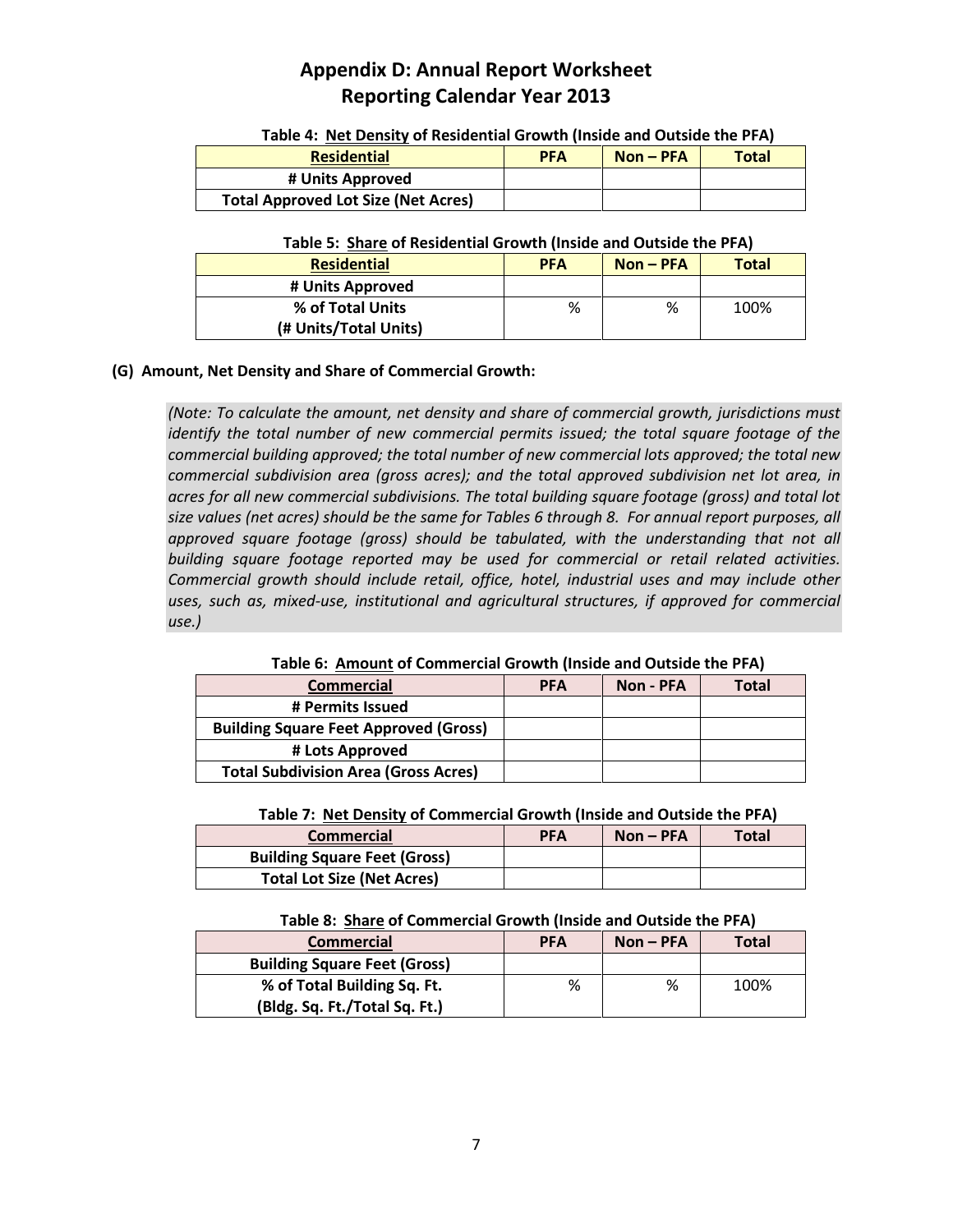# Appendix D: Annual Report Worksheet
# Reporting Calendar Year 2013

**Table 4: Net Density of Residential Growth (Inside and Outside the PFA)**

| Residential | PFA | Non – PFA | Total |
|---|---|---|---|
| # Units Approved | | | |
| Total Approved Lot Size (Net Acres) | | | |

**Table 5: Share of Residential Growth (Inside and Outside the PFA)**

| Residential | PFA | Non – PFA | Total |
|---|---|---|---|
| # Units Approved | | | |
| % of Total Units (# Units/Total Units) | % | % | 100% |

**(G) Amount, Net Density and Share of Commercial Growth:**

*(Note: To calculate the amount, net density and share of commercial growth, jurisdictions must identify the total number of new commercial permits issued; the total square footage of the commercial building approved; the total number of new commercial lots approved; the total new commercial subdivision area (gross acres); and the total approved subdivision net lot area, in acres for all new commercial subdivisions. The total building square footage (gross) and total lot size values (net acres) should be the same for Tables 6 through 8. For annual report purposes, all approved square footage (gross) should be tabulated, with the understanding that not all building square footage reported may be used for commercial or retail related activities. Commercial growth should include retail, office, hotel, industrial uses and may include other uses, such as, mixed-use, institutional and agricultural structures, if approved for commercial use.)*

**Table 6: Amount of Commercial Growth (Inside and Outside the PFA)**

| Commercial | PFA | Non - PFA | Total |
|---|---|---|---|
| # Permits Issued | | | |
| Building Square Feet Approved (Gross) | | | |
| # Lots Approved | | | |
| Total Subdivision Area (Gross Acres) | | | |

**Table 7: Net Density of Commercial Growth (Inside and Outside the PFA)**

| Commercial | PFA | Non – PFA | Total |
|---|---|---|---|
| Building Square Feet (Gross) | | | |
| Total Lot Size (Net Acres) | | | |

**Table 8: Share of Commercial Growth (Inside and Outside the PFA)**

| Commercial | PFA | Non – PFA | Total |
|---|---|---|---|
| Building Square Feet (Gross) | | | |
| % of Total Building Sq. Ft. (Bldg. Sq. Ft./Total Sq. Ft.) | % | % | 100% |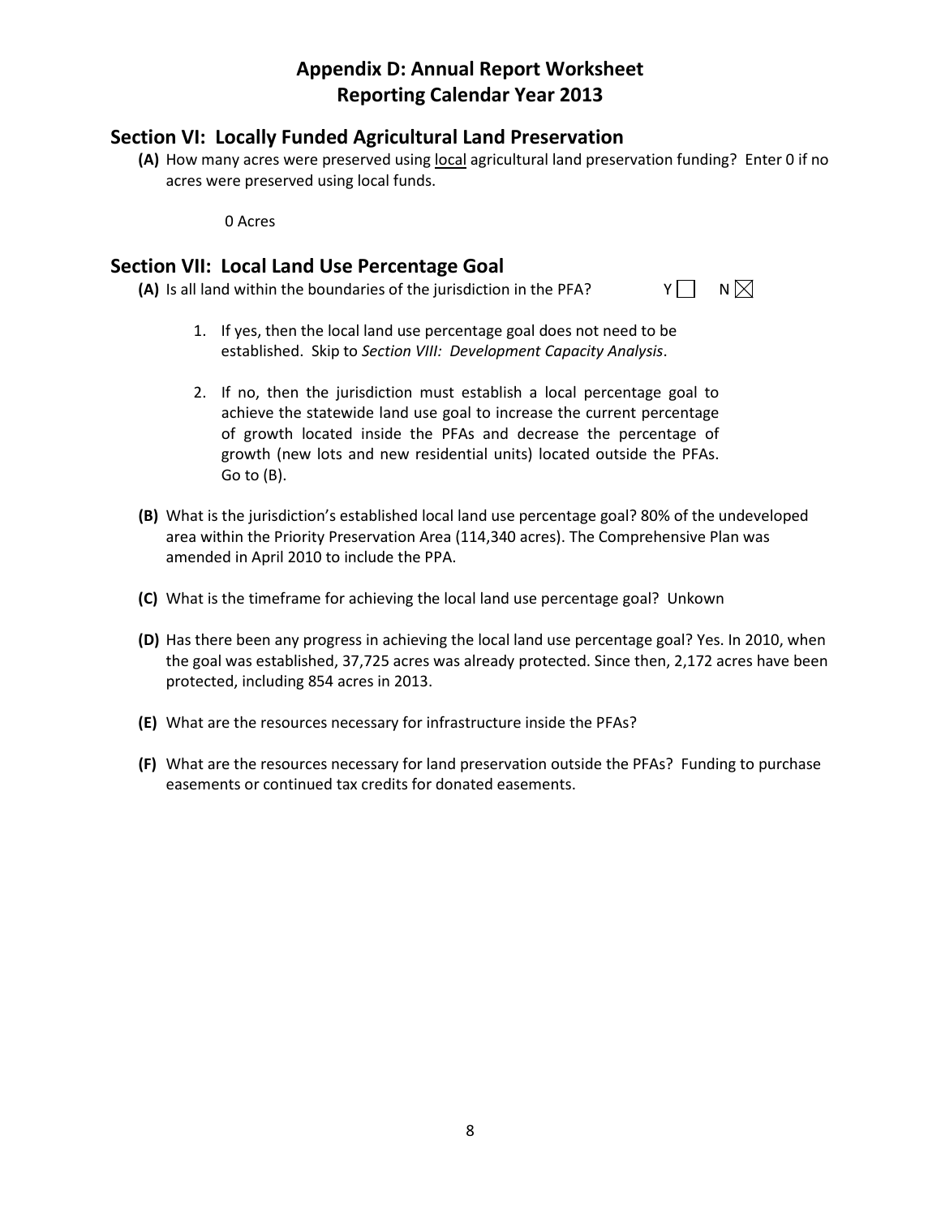# Appendix D: Annual Report Worksheet
# Reporting Calendar Year 2013

## Section VI: Locally Funded Agricultural Land Preservation

**(A)** How many acres were preserved using <u>local</u> agricultural land preservation funding? Enter 0 if no acres were preserved using local funds.

0 Acres

## Section VII: Local Land Use Percentage Goal

**(A)** Is all land within the boundaries of the jurisdiction in the PFA? Y ☐ N ☒

1. If yes, then the local land use percentage goal does not need to be established. Skip to *Section VIII: Development Capacity Analysis*.

2. If no, then the jurisdiction must establish a local percentage goal to achieve the statewide land use goal to increase the current percentage of growth located inside the PFAs and decrease the percentage of growth (new lots and new residential units) located outside the PFAs. Go to (B).

**(B)** What is the jurisdiction's established local land use percentage goal? 80% of the undeveloped area within the Priority Preservation Area (114,340 acres). The Comprehensive Plan was amended in April 2010 to include the PPA.

**(C)** What is the timeframe for achieving the local land use percentage goal? Unkown

**(D)** Has there been any progress in achieving the local land use percentage goal? Yes. In 2010, when the goal was established, 37,725 acres was already protected. Since then, 2,172 acres have been protected, including 854 acres in 2013.

**(E)** What are the resources necessary for infrastructure inside the PFAs?

**(F)** What are the resources necessary for land preservation outside the PFAs? Funding to purchase easements or continued tax credits for donated easements.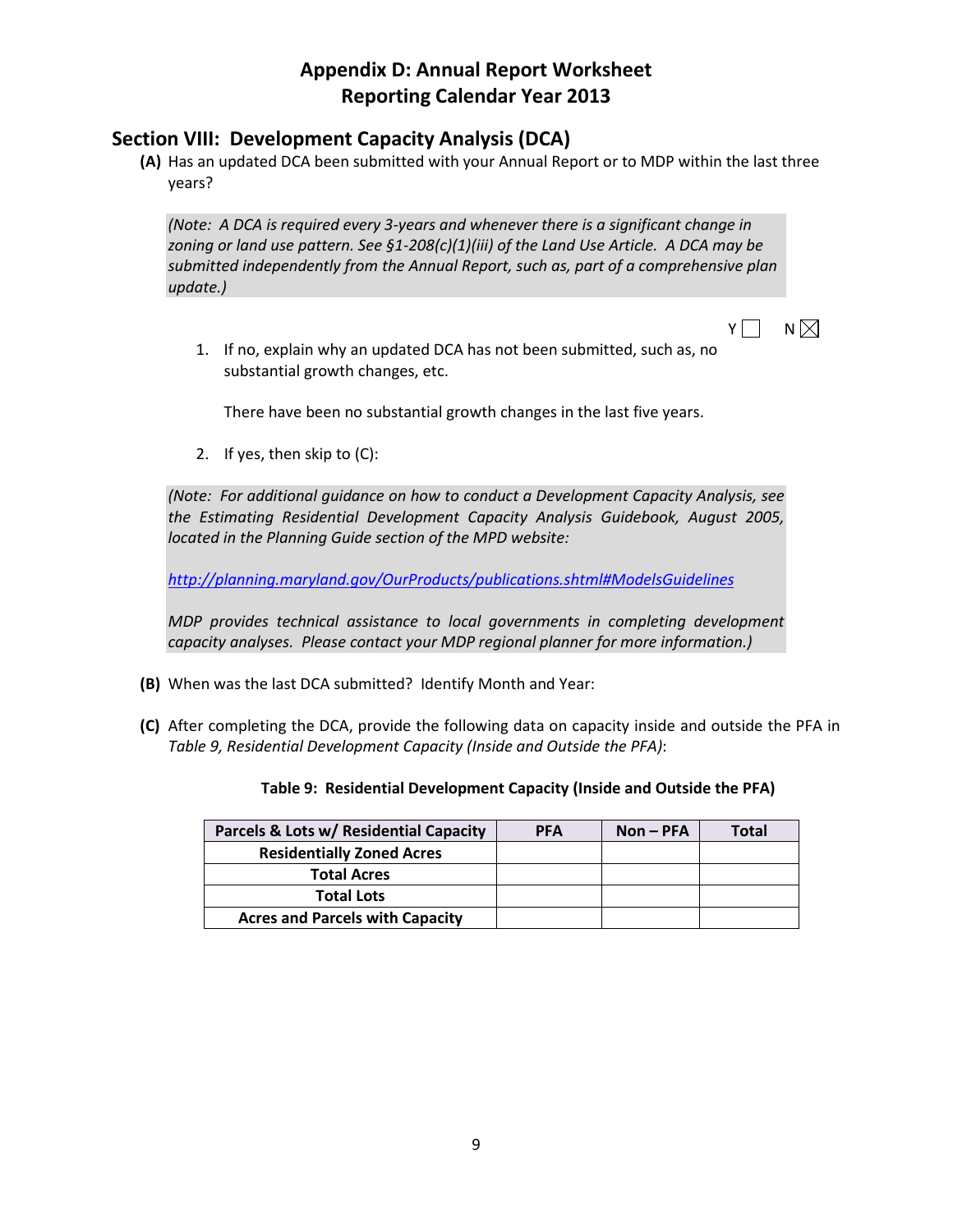# Appendix D: Annual Report Worksheet
# Reporting Calendar Year 2013

## Section VIII: Development Capacity Analysis (DCA)

**(A)** Has an updated DCA been submitted with your Annual Report or to MDP within the last three years?

*(Note: A DCA is required every 3-years and whenever there is a significant change in zoning or land use pattern. See §1-208(c)(1)(iii) of the Land Use Article. A DCA may be submitted independently from the Annual Report, such as, part of a comprehensive plan update.)*

Y ☐ N ☒

1. If no, explain why an updated DCA has not been submitted, such as, no substantial growth changes, etc.

   There have been no substantial growth changes in the last five years.

2. If yes, then skip to (C):

*(Note: For additional guidance on how to conduct a Development Capacity Analysis, see the Estimating Residential Development Capacity Analysis Guidebook, August 2005, located in the Planning Guide section of the MPD website:*

*http://planning.maryland.gov/OurProducts/publications.shtml#ModelsGuidelines*

*MDP provides technical assistance to local governments in completing development capacity analyses. Please contact your MDP regional planner for more information.)*

**(B)** When was the last DCA submitted? Identify Month and Year:

**(C)** After completing the DCA, provide the following data on capacity inside and outside the PFA in *Table 9, Residential Development Capacity (Inside and Outside the PFA)*:

**Table 9: Residential Development Capacity (Inside and Outside the PFA)**

| Parcels & Lots w/ Residential Capacity | PFA | Non – PFA | Total |
|---|---|---|---|
| Residentially Zoned Acres | | | |
| Total Acres | | | |
| Total Lots | | | |
| Acres and Parcels with Capacity | | | |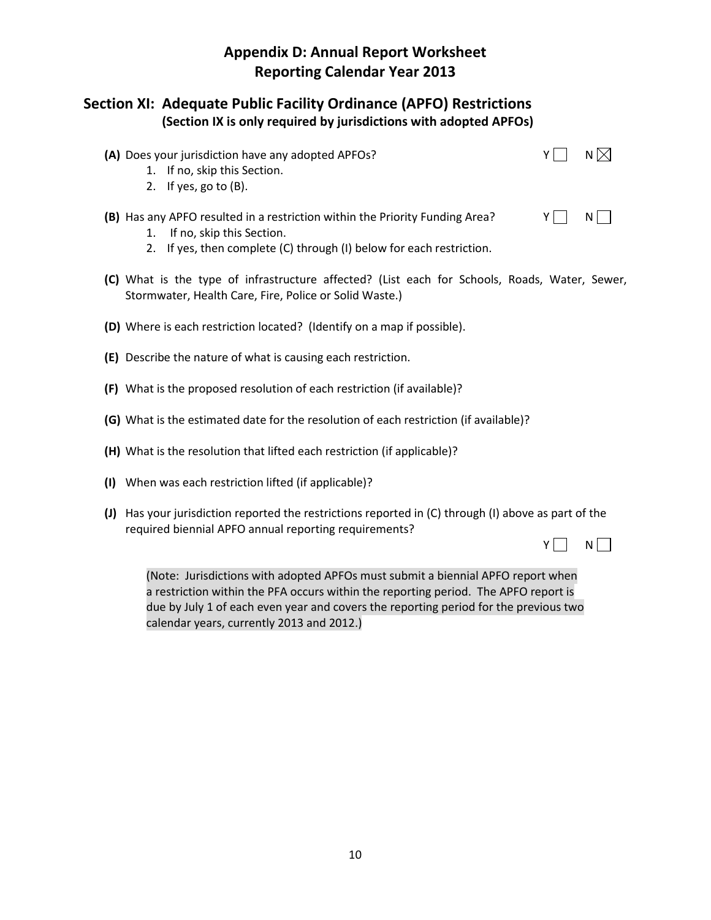# Appendix D: Annual Report Worksheet
# Reporting Calendar Year 2013

## Section XI: Adequate Public Facility Ordinance (APFO) Restrictions
**(Section IX is only required by jurisdictions with adopted APFOs)**

**(A)** Does your jurisdiction have any adopted APFOs? Y ☐ N ☒

1. If no, skip this Section.
2. If yes, go to (B).

**(B)** Has any APFO resulted in a restriction within the Priority Funding Area? Y ☐ N ☐

1. If no, skip this Section.
2. If yes, then complete (C) through (I) below for each restriction.

**(C)** What is the type of infrastructure affected? (List each for Schools, Roads, Water, Sewer, Stormwater, Health Care, Fire, Police or Solid Waste.)

**(D)** Where is each restriction located? (Identify on a map if possible).

**(E)** Describe the nature of what is causing each restriction.

**(F)** What is the proposed resolution of each restriction (if available)?

**(G)** What is the estimated date for the resolution of each restriction (if available)?

**(H)** What is the resolution that lifted each restriction (if applicable)?

**(I)** When was each restriction lifted (if applicable)?

**(J)** Has your jurisdiction reported the restrictions reported in (C) through (I) above as part of the required biennial APFO annual reporting requirements? Y ☐ N ☐

(Note: Jurisdictions with adopted APFOs must submit a biennial APFO report when a restriction within the PFA occurs within the reporting period. The APFO report is due by July 1 of each even year and covers the reporting period for the previous two calendar years, currently 2013 and 2012.)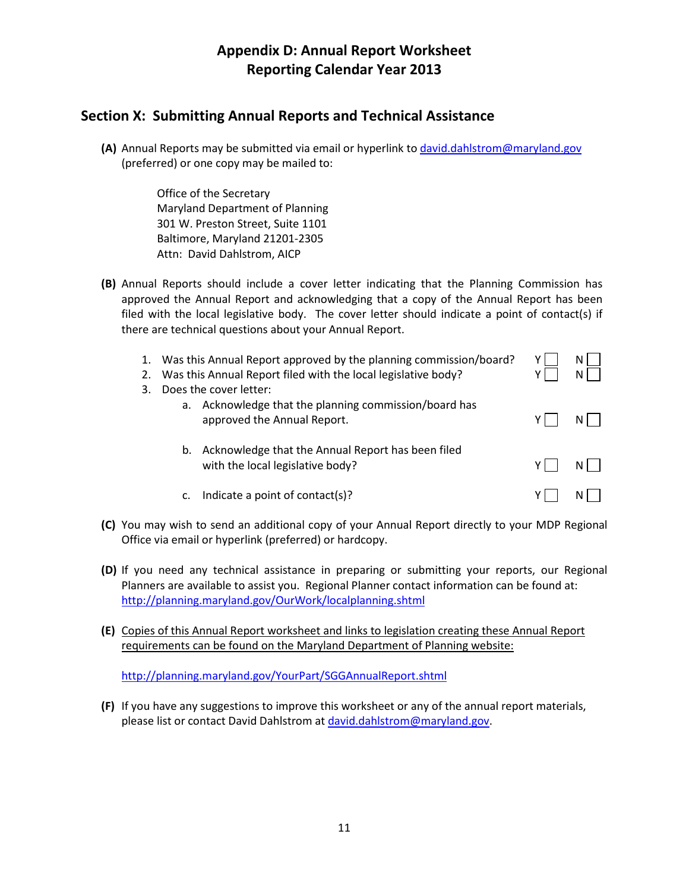# Appendix D: Annual Report Worksheet
# Reporting Calendar Year 2013

## Section X: Submitting Annual Reports and Technical Assistance

**(A)** Annual Reports may be submitted via email or hyperlink to david.dahlstrom@maryland.gov (preferred) or one copy may be mailed to:

> Office of the Secretary
> Maryland Department of Planning
> 301 W. Preston Street, Suite 1101
> Baltimore, Maryland 21201-2305
> Attn: David Dahlstrom, AICP

**(B)** Annual Reports should include a cover letter indicating that the Planning Commission has approved the Annual Report and acknowledging that a copy of the Annual Report has been filed with the local legislative body. The cover letter should indicate a point of contact(s) if there are technical questions about your Annual Report.

1. Was this Annual Report approved by the planning commission/board? Y ☐ N ☐
2. Was this Annual Report filed with the local legislative body? Y ☐ N ☐
3. Does the cover letter:
   a. Acknowledge that the planning commission/board has approved the Annual Report. Y ☐ N ☐
   b. Acknowledge that the Annual Report has been filed with the local legislative body? Y ☐ N ☐
   c. Indicate a point of contact(s)? Y ☐ N ☐

**(C)** You may wish to send an additional copy of your Annual Report directly to your MDP Regional Office via email or hyperlink (preferred) or hardcopy.

**(D)** If you need any technical assistance in preparing or submitting your reports, our Regional Planners are available to assist you. Regional Planner contact information can be found at: http://planning.maryland.gov/OurWork/localplanning.shtml

**(E)** Copies of this Annual Report worksheet and links to legislation creating these Annual Report requirements can be found on the Maryland Department of Planning website:

http://planning.maryland.gov/YourPart/SGGAnnualReport.shtml

**(F)** If you have any suggestions to improve this worksheet or any of the annual report materials, please list or contact David Dahlstrom at david.dahlstrom@maryland.gov.